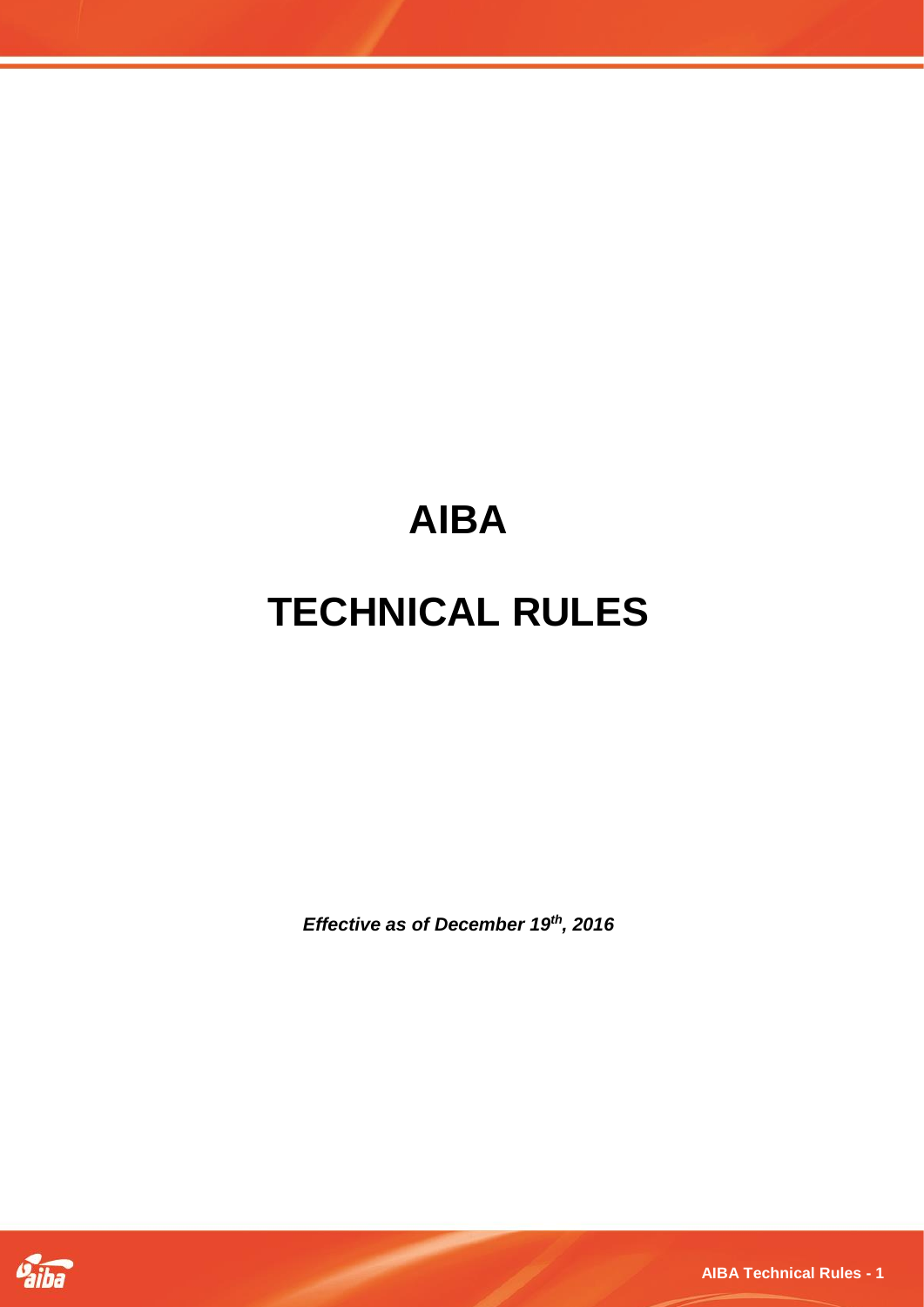# AIBA

# TECHNICAL RULES

***Effective as of December 19th, 2016***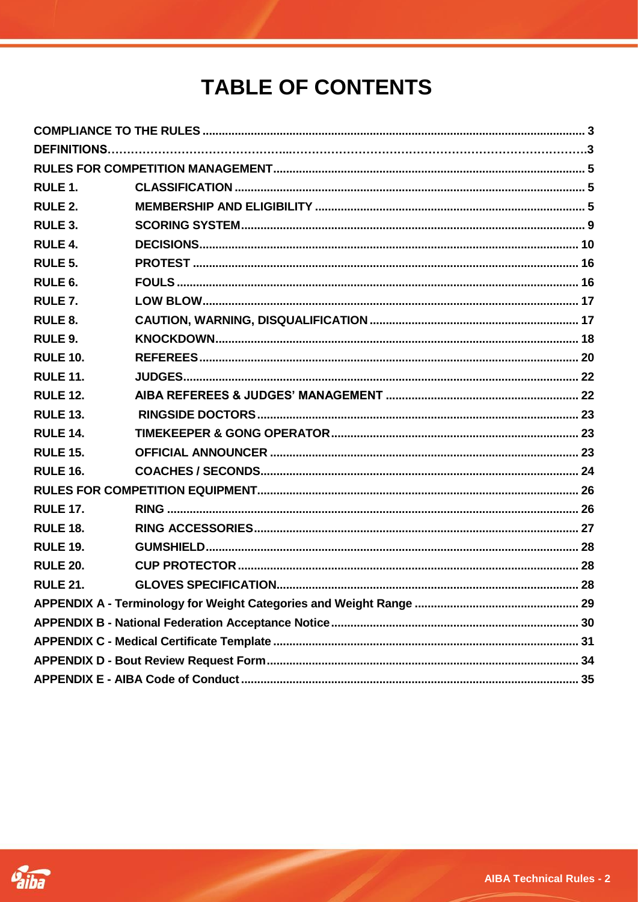# TABLE OF CONTENTS

| | | |
|---|---|---|
| **COMPLIANCE TO THE RULES** | | **3** |
| **DEFINITIONS** | | **3** |
| **RULES FOR COMPETITION MANAGEMENT** | | **5** |
| **RULE 1.** | **CLASSIFICATION** | **5** |
| **RULE 2.** | **MEMBERSHIP AND ELIGIBILITY** | **5** |
| **RULE 3.** | **SCORING SYSTEM** | **9** |
| **RULE 4.** | **DECISIONS** | **10** |
| **RULE 5.** | **PROTEST** | **16** |
| **RULE 6.** | **FOULS** | **16** |
| **RULE 7.** | **LOW BLOW** | **17** |
| **RULE 8.** | **CAUTION, WARNING, DISQUALIFICATION** | **17** |
| **RULE 9.** | **KNOCKDOWN** | **18** |
| **RULE 10.** | **REFEREES** | **20** |
| **RULE 11.** | **JUDGES** | **22** |
| **RULE 12.** | **AIBA REFEREES & JUDGES' MANAGEMENT** | **22** |
| **RULE 13.** | **RINGSIDE DOCTORS** | **23** |
| **RULE 14.** | **TIMEKEEPER & GONG OPERATOR** | **23** |
| **RULE 15.** | **OFFICIAL ANNOUNCER** | **23** |
| **RULE 16.** | **COACHES / SECONDS** | **24** |
| **RULES FOR COMPETITION EQUIPMENT** | | **26** |
| **RULE 17.** | **RING** | **26** |
| **RULE 18.** | **RING ACCESSORIES** | **27** |
| **RULE 19.** | **GUMSHIELD** | **28** |
| **RULE 20.** | **CUP PROTECTOR** | **28** |
| **RULE 21.** | **GLOVES SPECIFICATION** | **28** |
| **APPENDIX A - Terminology for Weight Categories and Weight Range** | | **29** |
| **APPENDIX B - National Federation Acceptance Notice** | | **30** |
| **APPENDIX C - Medical Certificate Template** | | **31** |
| **APPENDIX D - Bout Review Request Form** | | **34** |
| **APPENDIX E - AIBA Code of Conduct** | | **35** |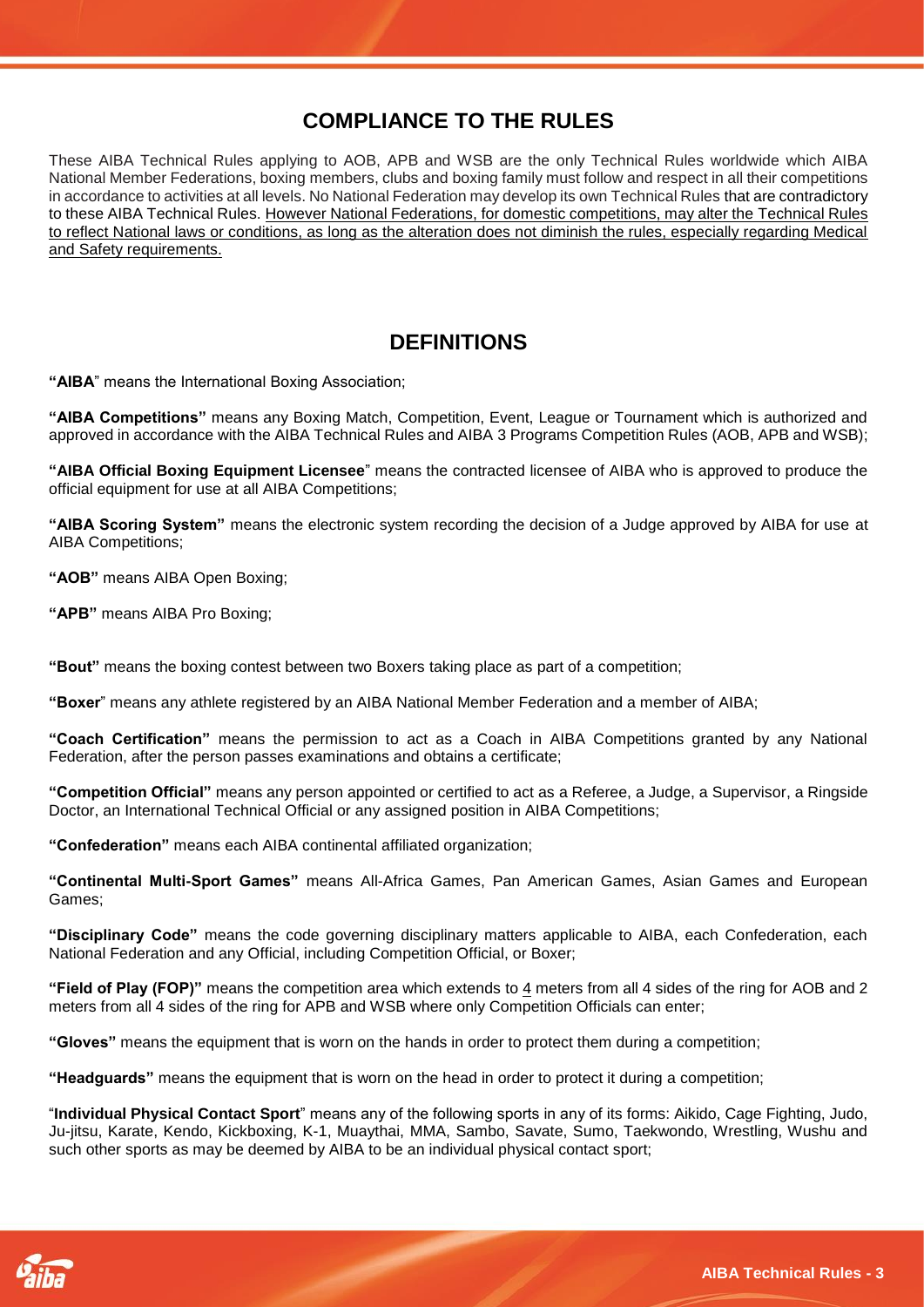## COMPLIANCE TO THE RULES

These AIBA Technical Rules applying to AOB, APB and WSB are the only Technical Rules worldwide which AIBA National Member Federations, boxing members, clubs and boxing family must follow and respect in all their competitions in accordance to activities at all levels. No National Federation may develop its own Technical Rules that are contradictory to these AIBA Technical Rules. <u>However National Federations, for domestic competitions, may alter the Technical Rules to reflect National laws or conditions, as long as the alteration does not diminish the rules, especially regarding Medical and Safety requirements.</u>

## DEFINITIONS

**"AIBA"** means the International Boxing Association;

**"AIBA Competitions"** means any Boxing Match, Competition, Event, League or Tournament which is authorized and approved in accordance with the AIBA Technical Rules and AIBA 3 Programs Competition Rules (AOB, APB and WSB);

**"AIBA Official Boxing Equipment Licensee"** means the contracted licensee of AIBA who is approved to produce the official equipment for use at all AIBA Competitions;

**"AIBA Scoring System"** means the electronic system recording the decision of a Judge approved by AIBA for use at AIBA Competitions;

**"AOB"** means AIBA Open Boxing;

**"APB"** means AIBA Pro Boxing;

**"Bout"** means the boxing contest between two Boxers taking place as part of a competition;

**"Boxer"** means any athlete registered by an AIBA National Member Federation and a member of AIBA;

**"Coach Certification"** means the permission to act as a Coach in AIBA Competitions granted by any National Federation, after the person passes examinations and obtains a certificate;

**"Competition Official"** means any person appointed or certified to act as a Referee, a Judge, a Supervisor, a Ringside Doctor, an International Technical Official or any assigned position in AIBA Competitions;

**"Confederation"** means each AIBA continental affiliated organization;

**"Continental Multi-Sport Games"** means All-Africa Games, Pan American Games, Asian Games and European Games;

**"Disciplinary Code"** means the code governing disciplinary matters applicable to AIBA, each Confederation, each National Federation and any Official, including Competition Official, or Boxer;

**"Field of Play (FOP)"** means the competition area which extends to <u>4</u> meters from all 4 sides of the ring for AOB and 2 meters from all 4 sides of the ring for APB and WSB where only Competition Officials can enter;

**"Gloves"** means the equipment that is worn on the hands in order to protect them during a competition;

**"Headguards"** means the equipment that is worn on the head in order to protect it during a competition;

"**Individual Physical Contact Sport**" means any of the following sports in any of its forms: Aikido, Cage Fighting, Judo, Ju-jitsu, Karate, Kendo, Kickboxing, K-1, Muaythai, MMA, Sambo, Savate, Sumo, Taekwondo, Wrestling, Wushu and such other sports as may be deemed by AIBA to be an individual physical contact sport;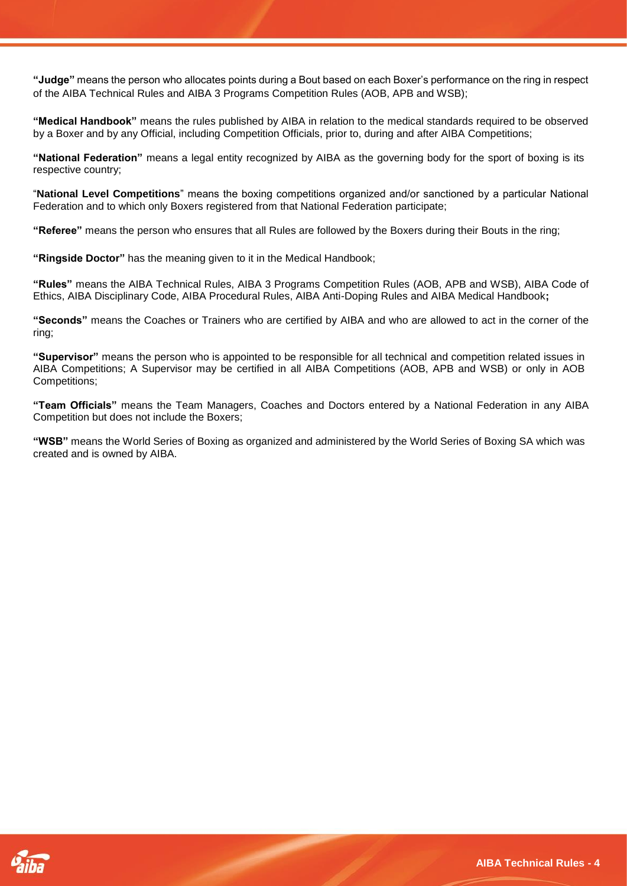**"Judge"** means the person who allocates points during a Bout based on each Boxer's performance on the ring in respect of the AIBA Technical Rules and AIBA 3 Programs Competition Rules (AOB, APB and WSB);

**"Medical Handbook"** means the rules published by AIBA in relation to the medical standards required to be observed by a Boxer and by any Official, including Competition Officials, prior to, during and after AIBA Competitions;

**"National Federation"** means a legal entity recognized by AIBA as the governing body for the sport of boxing is its respective country;

"**National Level Competitions**" means the boxing competitions organized and/or sanctioned by a particular National Federation and to which only Boxers registered from that National Federation participate;

**"Referee"** means the person who ensures that all Rules are followed by the Boxers during their Bouts in the ring;

**"Ringside Doctor"** has the meaning given to it in the Medical Handbook;

**"Rules"** means the AIBA Technical Rules, AIBA 3 Programs Competition Rules (AOB, APB and WSB), AIBA Code of Ethics, AIBA Disciplinary Code, AIBA Procedural Rules, AIBA Anti-Doping Rules and AIBA Medical Handbook**;**

**"Seconds"** means the Coaches or Trainers who are certified by AIBA and who are allowed to act in the corner of the ring;

**"Supervisor"** means the person who is appointed to be responsible for all technical and competition related issues in AIBA Competitions; A Supervisor may be certified in all AIBA Competitions (AOB, APB and WSB) or only in AOB Competitions;

**"Team Officials"** means the Team Managers, Coaches and Doctors entered by a National Federation in any AIBA Competition but does not include the Boxers;

**"WSB"** means the World Series of Boxing as organized and administered by the World Series of Boxing SA which was created and is owned by AIBA.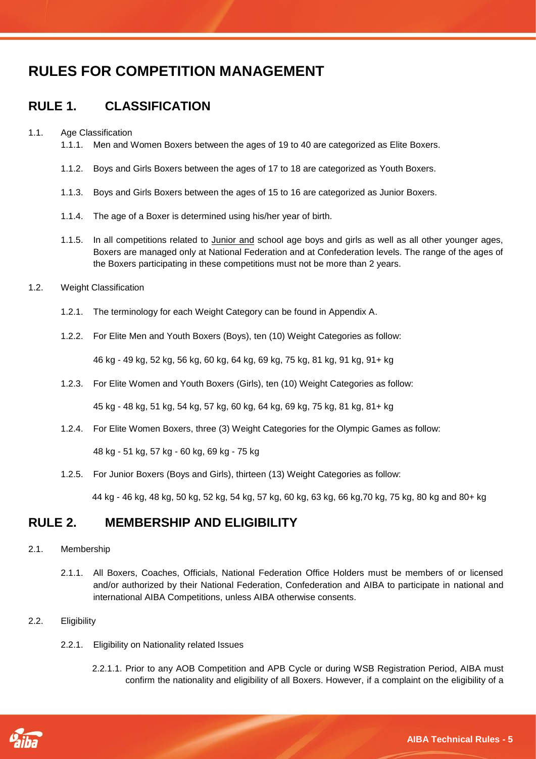# RULES FOR COMPETITION MANAGEMENT

## RULE 1. CLASSIFICATION

1.1. Age Classification

1.1.1. Men and Women Boxers between the ages of 19 to 40 are categorized as Elite Boxers.

1.1.2. Boys and Girls Boxers between the ages of 17 to 18 are categorized as Youth Boxers.

1.1.3. Boys and Girls Boxers between the ages of 15 to 16 are categorized as Junior Boxers.

1.1.4. The age of a Boxer is determined using his/her year of birth.

1.1.5. In all competitions related to Junior and school age boys and girls as well as all other younger ages, Boxers are managed only at National Federation and at Confederation levels. The range of the ages of the Boxers participating in these competitions must not be more than 2 years.

1.2. Weight Classification

1.2.1. The terminology for each Weight Category can be found in Appendix A.

1.2.2. For Elite Men and Youth Boxers (Boys), ten (10) Weight Categories as follow:

46 kg - 49 kg, 52 kg, 56 kg, 60 kg, 64 kg, 69 kg, 75 kg, 81 kg, 91 kg, 91+ kg

1.2.3. For Elite Women and Youth Boxers (Girls), ten (10) Weight Categories as follow:

45 kg - 48 kg, 51 kg, 54 kg, 57 kg, 60 kg, 64 kg, 69 kg, 75 kg, 81 kg, 81+ kg

1.2.4. For Elite Women Boxers, three (3) Weight Categories for the Olympic Games as follow:

48 kg - 51 kg, 57 kg - 60 kg, 69 kg - 75 kg

1.2.5. For Junior Boxers (Boys and Girls), thirteen (13) Weight Categories as follow:

44 kg - 46 kg, 48 kg, 50 kg, 52 kg, 54 kg, 57 kg, 60 kg, 63 kg, 66 kg,70 kg, 75 kg, 80 kg and 80+ kg

## RULE 2. MEMBERSHIP AND ELIGIBILITY

2.1. Membership

2.1.1. All Boxers, Coaches, Officials, National Federation Office Holders must be members of or licensed and/or authorized by their National Federation, Confederation and AIBA to participate in national and international AIBA Competitions, unless AIBA otherwise consents.

2.2. Eligibility

2.2.1. Eligibility on Nationality related Issues

2.2.1.1. Prior to any AOB Competition and APB Cycle or during WSB Registration Period, AIBA must confirm the nationality and eligibility of all Boxers. However, if a complaint on the eligibility of a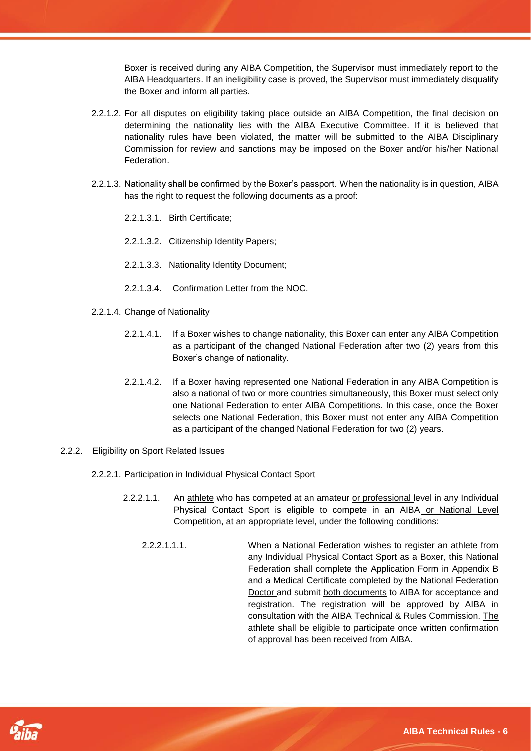Boxer is received during any AIBA Competition, the Supervisor must immediately report to the AIBA Headquarters. If an ineligibility case is proved, the Supervisor must immediately disqualify the Boxer and inform all parties.

2.2.1.2. For all disputes on eligibility taking place outside an AIBA Competition, the final decision on determining the nationality lies with the AIBA Executive Committee. If it is believed that nationality rules have been violated, the matter will be submitted to the AIBA Disciplinary Commission for review and sanctions may be imposed on the Boxer and/or his/her National Federation.

2.2.1.3. Nationality shall be confirmed by the Boxer's passport. When the nationality is in question, AIBA has the right to request the following documents as a proof:

2.2.1.3.1. Birth Certificate;

2.2.1.3.2. Citizenship Identity Papers;

2.2.1.3.3. Nationality Identity Document;

2.2.1.3.4. Confirmation Letter from the NOC.

2.2.1.4. Change of Nationality

2.2.1.4.1. If a Boxer wishes to change nationality, this Boxer can enter any AIBA Competition as a participant of the changed National Federation after two (2) years from this Boxer's change of nationality.

2.2.1.4.2. If a Boxer having represented one National Federation in any AIBA Competition is also a national of two or more countries simultaneously, this Boxer must select only one National Federation to enter AIBA Competitions. In this case, once the Boxer selects one National Federation, this Boxer must not enter any AIBA Competition as a participant of the changed National Federation for two (2) years.

2.2.2. Eligibility on Sport Related Issues

2.2.2.1. Participation in Individual Physical Contact Sport

2.2.2.1.1. An athlete who has competed at an amateur or professional level in any Individual Physical Contact Sport is eligible to compete in an AIBA or National Level Competition, at an appropriate level, under the following conditions:

2.2.2.1.1.1. When a National Federation wishes to register an athlete from any Individual Physical Contact Sport as a Boxer, this National Federation shall complete the Application Form in Appendix B and a Medical Certificate completed by the National Federation Doctor and submit both documents to AIBA for acceptance and registration. The registration will be approved by AIBA in consultation with the AIBA Technical & Rules Commission. The athlete shall be eligible to participate once written confirmation of approval has been received from AIBA.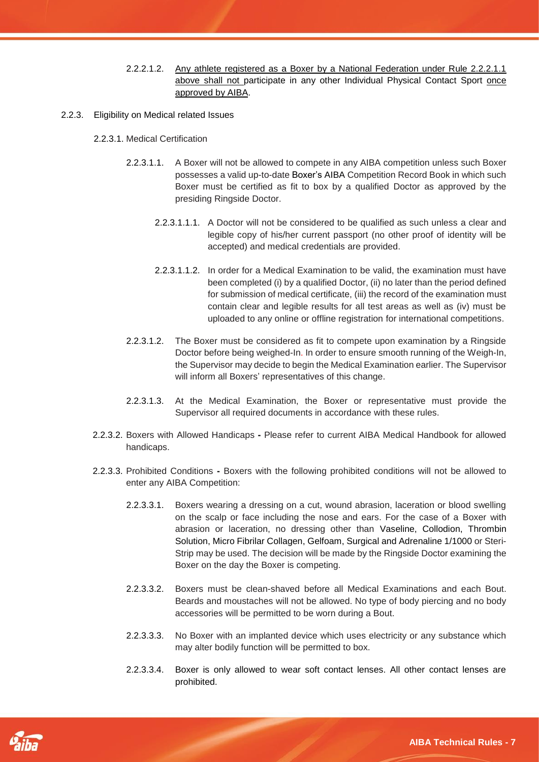2.2.2.1.2. Any athlete registered as a Boxer by a National Federation under Rule 2.2.2.1.1 above shall not participate in any other Individual Physical Contact Sport once approved by AIBA.

2.2.3. Eligibility on Medical related Issues

2.2.3.1. Medical Certification

2.2.3.1.1. A Boxer will not be allowed to compete in any AIBA competition unless such Boxer possesses a valid up-to-date Boxer's AIBA Competition Record Book in which such Boxer must be certified as fit to box by a qualified Doctor as approved by the presiding Ringside Doctor.

2.2.3.1.1.1. A Doctor will not be considered to be qualified as such unless a clear and legible copy of his/her current passport (no other proof of identity will be accepted) and medical credentials are provided.

2.2.3.1.1.2. In order for a Medical Examination to be valid, the examination must have been completed (i) by a qualified Doctor, (ii) no later than the period defined for submission of medical certificate, (iii) the record of the examination must contain clear and legible results for all test areas as well as (iv) must be uploaded to any online or offline registration for international competitions.

2.2.3.1.2. The Boxer must be considered as fit to compete upon examination by a Ringside Doctor before being weighed-In. In order to ensure smooth running of the Weigh-In, the Supervisor may decide to begin the Medical Examination earlier. The Supervisor will inform all Boxers' representatives of this change.

2.2.3.1.3. At the Medical Examination, the Boxer or representative must provide the Supervisor all required documents in accordance with these rules.

2.2.3.2. Boxers with Allowed Handicaps **-** Please refer to current AIBA Medical Handbook for allowed handicaps.

2.2.3.3. Prohibited Conditions **-** Boxers with the following prohibited conditions will not be allowed to enter any AIBA Competition:

2.2.3.3.1. Boxers wearing a dressing on a cut, wound abrasion, laceration or blood swelling on the scalp or face including the nose and ears. For the case of a Boxer with abrasion or laceration, no dressing other than Vaseline, Collodion, Thrombin Solution, Micro Fibrilar Collagen, Gelfoam, Surgical and Adrenaline 1/1000 or Steri-Strip may be used. The decision will be made by the Ringside Doctor examining the Boxer on the day the Boxer is competing.

2.2.3.3.2. Boxers must be clean-shaved before all Medical Examinations and each Bout. Beards and moustaches will not be allowed. No type of body piercing and no body accessories will be permitted to be worn during a Bout.

2.2.3.3.3. No Boxer with an implanted device which uses electricity or any substance which may alter bodily function will be permitted to box.

2.2.3.3.4. Boxer is only allowed to wear soft contact lenses. All other contact lenses are prohibited.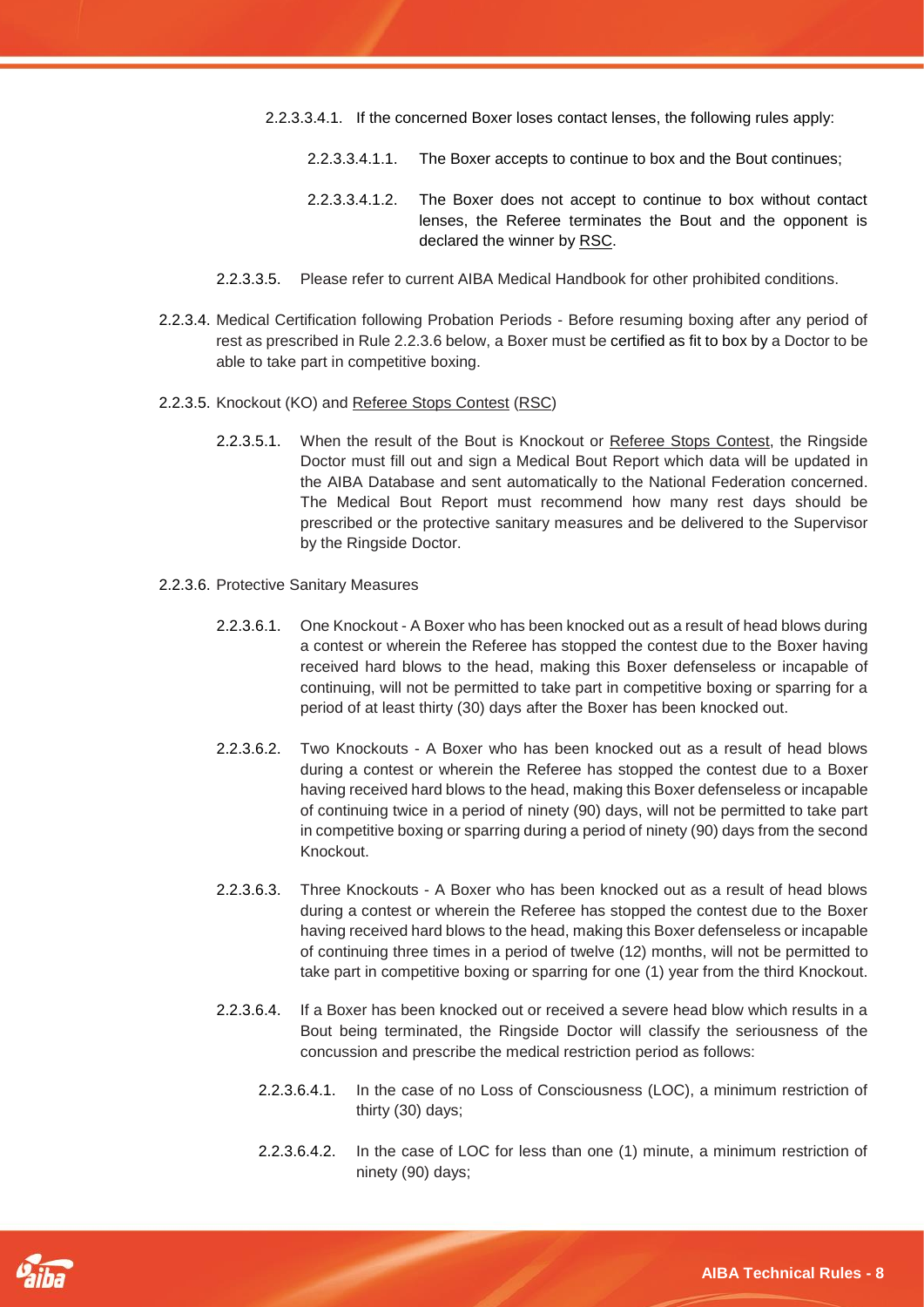2.2.3.3.4.1. If the concerned Boxer loses contact lenses, the following rules apply:

2.2.3.3.4.1.1. The Boxer accepts to continue to box and the Bout continues;

2.2.3.3.4.1.2. The Boxer does not accept to continue to box without contact lenses, the Referee terminates the Bout and the opponent is declared the winner by RSC.

2.2.3.3.5. Please refer to current AIBA Medical Handbook for other prohibited conditions.

2.2.3.4. Medical Certification following Probation Periods - Before resuming boxing after any period of rest as prescribed in Rule 2.2.3.6 below, a Boxer must be certified as fit to box by a Doctor to be able to take part in competitive boxing.

2.2.3.5. Knockout (KO) and Referee Stops Contest (RSC)

2.2.3.5.1. When the result of the Bout is Knockout or Referee Stops Contest, the Ringside Doctor must fill out and sign a Medical Bout Report which data will be updated in the AIBA Database and sent automatically to the National Federation concerned. The Medical Bout Report must recommend how many rest days should be prescribed or the protective sanitary measures and be delivered to the Supervisor by the Ringside Doctor.

2.2.3.6. Protective Sanitary Measures

2.2.3.6.1. One Knockout - A Boxer who has been knocked out as a result of head blows during a contest or wherein the Referee has stopped the contest due to the Boxer having received hard blows to the head, making this Boxer defenseless or incapable of continuing, will not be permitted to take part in competitive boxing or sparring for a period of at least thirty (30) days after the Boxer has been knocked out.

2.2.3.6.2. Two Knockouts - A Boxer who has been knocked out as a result of head blows during a contest or wherein the Referee has stopped the contest due to a Boxer having received hard blows to the head, making this Boxer defenseless or incapable of continuing twice in a period of ninety (90) days, will not be permitted to take part in competitive boxing or sparring during a period of ninety (90) days from the second Knockout.

2.2.3.6.3. Three Knockouts - A Boxer who has been knocked out as a result of head blows during a contest or wherein the Referee has stopped the contest due to the Boxer having received hard blows to the head, making this Boxer defenseless or incapable of continuing three times in a period of twelve (12) months, will not be permitted to take part in competitive boxing or sparring for one (1) year from the third Knockout.

2.2.3.6.4. If a Boxer has been knocked out or received a severe head blow which results in a Bout being terminated, the Ringside Doctor will classify the seriousness of the concussion and prescribe the medical restriction period as follows:

2.2.3.6.4.1. In the case of no Loss of Consciousness (LOC), a minimum restriction of thirty (30) days;

2.2.3.6.4.2. In the case of LOC for less than one (1) minute, a minimum restriction of ninety (90) days;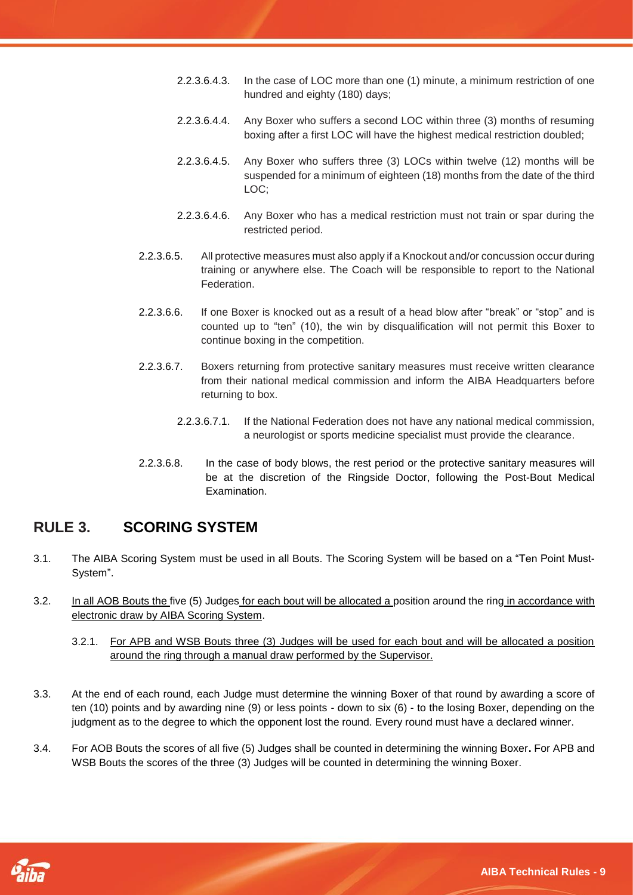2.2.3.6.4.3. In the case of LOC more than one (1) minute, a minimum restriction of one hundred and eighty (180) days;

2.2.3.6.4.4. Any Boxer who suffers a second LOC within three (3) months of resuming boxing after a first LOC will have the highest medical restriction doubled;

2.2.3.6.4.5. Any Boxer who suffers three (3) LOCs within twelve (12) months will be suspended for a minimum of eighteen (18) months from the date of the third LOC;

2.2.3.6.4.6. Any Boxer who has a medical restriction must not train or spar during the restricted period.

2.2.3.6.5. All protective measures must also apply if a Knockout and/or concussion occur during training or anywhere else. The Coach will be responsible to report to the National Federation.

2.2.3.6.6. If one Boxer is knocked out as a result of a head blow after "break" or "stop" and is counted up to "ten" (10), the win by disqualification will not permit this Boxer to continue boxing in the competition.

2.2.3.6.7. Boxers returning from protective sanitary measures must receive written clearance from their national medical commission and inform the AIBA Headquarters before returning to box.

2.2.3.6.7.1. If the National Federation does not have any national medical commission, a neurologist or sports medicine specialist must provide the clearance.

2.2.3.6.8. In the case of body blows, the rest period or the protective sanitary measures will be at the discretion of the Ringside Doctor, following the Post-Bout Medical Examination.

## RULE 3. SCORING SYSTEM

3.1. The AIBA Scoring System must be used in all Bouts. The Scoring System will be based on a "Ten Point Must-System".

3.2. In all AOB Bouts the five (5) Judges for each bout will be allocated a position around the ring in accordance with electronic draw by AIBA Scoring System.

3.2.1. For APB and WSB Bouts three (3) Judges will be used for each bout and will be allocated a position around the ring through a manual draw performed by the Supervisor.

3.3. At the end of each round, each Judge must determine the winning Boxer of that round by awarding a score of ten (10) points and by awarding nine (9) or less points - down to six (6) - to the losing Boxer, depending on the judgment as to the degree to which the opponent lost the round. Every round must have a declared winner.

3.4. For AOB Bouts the scores of all five (5) Judges shall be counted in determining the winning Boxer**.** For APB and WSB Bouts the scores of the three (3) Judges will be counted in determining the winning Boxer.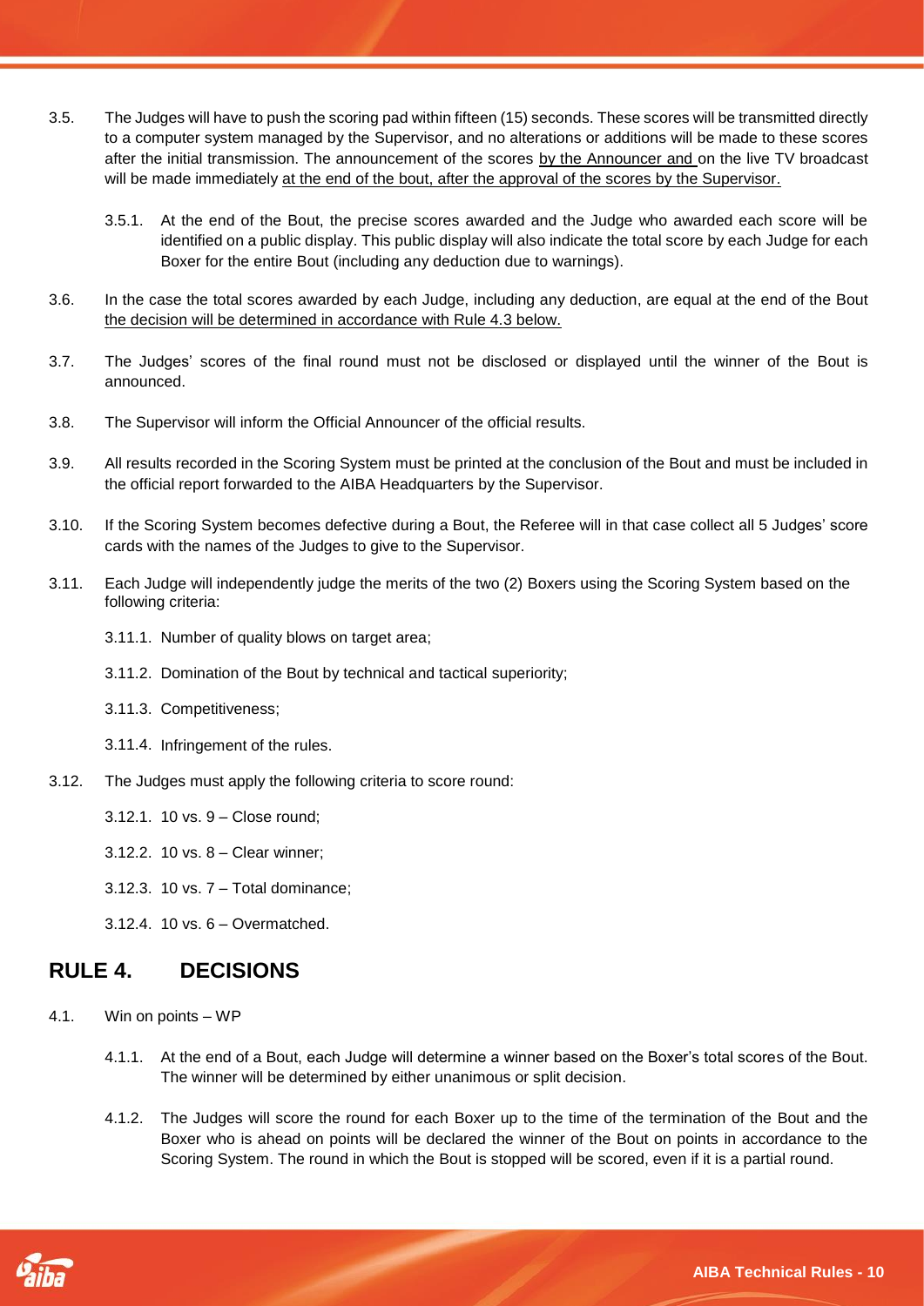3.5. The Judges will have to push the scoring pad within fifteen (15) seconds. These scores will be transmitted directly to a computer system managed by the Supervisor, and no alterations or additions will be made to these scores after the initial transmission. The announcement of the scores by the Announcer and on the live TV broadcast will be made immediately at the end of the bout, after the approval of the scores by the Supervisor.

3.5.1. At the end of the Bout, the precise scores awarded and the Judge who awarded each score will be identified on a public display. This public display will also indicate the total score by each Judge for each Boxer for the entire Bout (including any deduction due to warnings).

3.6. In the case the total scores awarded by each Judge, including any deduction, are equal at the end of the Bout the decision will be determined in accordance with Rule 4.3 below.

3.7. The Judges' scores of the final round must not be disclosed or displayed until the winner of the Bout is announced.

3.8. The Supervisor will inform the Official Announcer of the official results.

3.9. All results recorded in the Scoring System must be printed at the conclusion of the Bout and must be included in the official report forwarded to the AIBA Headquarters by the Supervisor.

3.10. If the Scoring System becomes defective during a Bout, the Referee will in that case collect all 5 Judges' score cards with the names of the Judges to give to the Supervisor.

3.11. Each Judge will independently judge the merits of the two (2) Boxers using the Scoring System based on the following criteria:

3.11.1. Number of quality blows on target area;

3.11.2. Domination of the Bout by technical and tactical superiority;

3.11.3. Competitiveness;

3.11.4. Infringement of the rules.

3.12. The Judges must apply the following criteria to score round:

3.12.1. 10 vs. 9 – Close round;

3.12.2. 10 vs. 8 – Clear winner;

3.12.3. 10 vs. 7 – Total dominance;

3.12.4. 10 vs. 6 – Overmatched.

## RULE 4. DECISIONS

4.1. Win on points – WP

4.1.1. At the end of a Bout, each Judge will determine a winner based on the Boxer's total scores of the Bout. The winner will be determined by either unanimous or split decision.

4.1.2. The Judges will score the round for each Boxer up to the time of the termination of the Bout and the Boxer who is ahead on points will be declared the winner of the Bout on points in accordance to the Scoring System. The round in which the Bout is stopped will be scored, even if it is a partial round.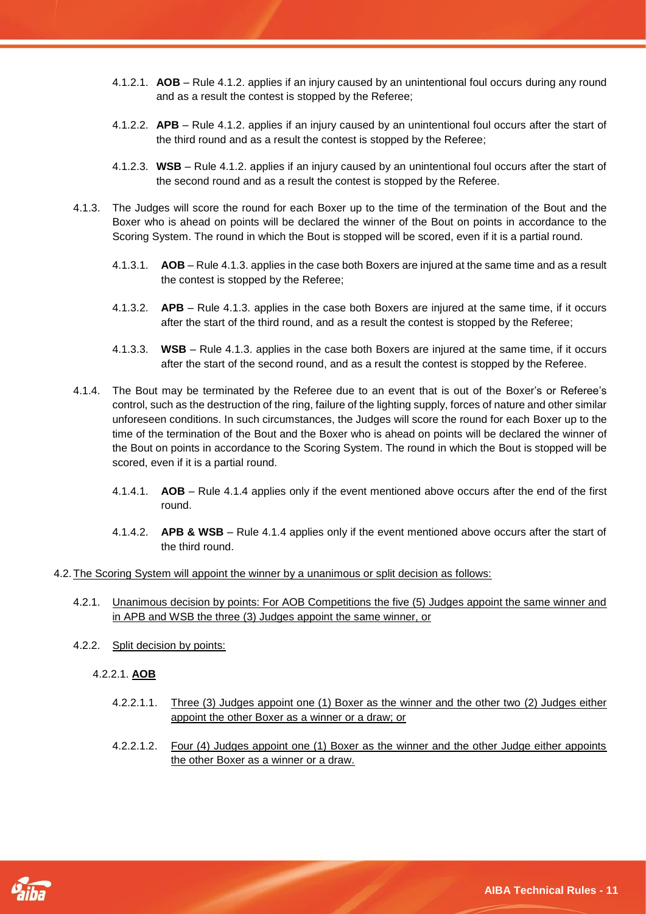4.1.2.1. **AOB** – Rule 4.1.2. applies if an injury caused by an unintentional foul occurs during any round and as a result the contest is stopped by the Referee;

4.1.2.2. **APB** – Rule 4.1.2. applies if an injury caused by an unintentional foul occurs after the start of the third round and as a result the contest is stopped by the Referee;

4.1.2.3. **WSB** – Rule 4.1.2. applies if an injury caused by an unintentional foul occurs after the start of the second round and as a result the contest is stopped by the Referee.

4.1.3. The Judges will score the round for each Boxer up to the time of the termination of the Bout and the Boxer who is ahead on points will be declared the winner of the Bout on points in accordance to the Scoring System. The round in which the Bout is stopped will be scored, even if it is a partial round.

4.1.3.1. **AOB** – Rule 4.1.3. applies in the case both Boxers are injured at the same time and as a result the contest is stopped by the Referee;

4.1.3.2. **APB** – Rule 4.1.3. applies in the case both Boxers are injured at the same time, if it occurs after the start of the third round, and as a result the contest is stopped by the Referee;

4.1.3.3. **WSB** – Rule 4.1.3. applies in the case both Boxers are injured at the same time, if it occurs after the start of the second round, and as a result the contest is stopped by the Referee.

4.1.4. The Bout may be terminated by the Referee due to an event that is out of the Boxer's or Referee's control, such as the destruction of the ring, failure of the lighting supply, forces of nature and other similar unforeseen conditions. In such circumstances, the Judges will score the round for each Boxer up to the time of the termination of the Bout and the Boxer who is ahead on points will be declared the winner of the Bout on points in accordance to the Scoring System. The round in which the Bout is stopped will be scored, even if it is a partial round.

4.1.4.1. **AOB** – Rule 4.1.4 applies only if the event mentioned above occurs after the end of the first round.

4.1.4.2. **APB & WSB** – Rule 4.1.4 applies only if the event mentioned above occurs after the start of the third round.

4.2. The Scoring System will appoint the winner by a unanimous or split decision as follows:

4.2.1. Unanimous decision by points: For AOB Competitions the five (5) Judges appoint the same winner and in APB and WSB the three (3) Judges appoint the same winner, or

4.2.2. Split decision by points:

4.2.2.1. **AOB**

4.2.2.1.1. Three (3) Judges appoint one (1) Boxer as the winner and the other two (2) Judges either appoint the other Boxer as a winner or a draw; or

4.2.2.1.2. Four (4) Judges appoint one (1) Boxer as the winner and the other Judge either appoints the other Boxer as a winner or a draw.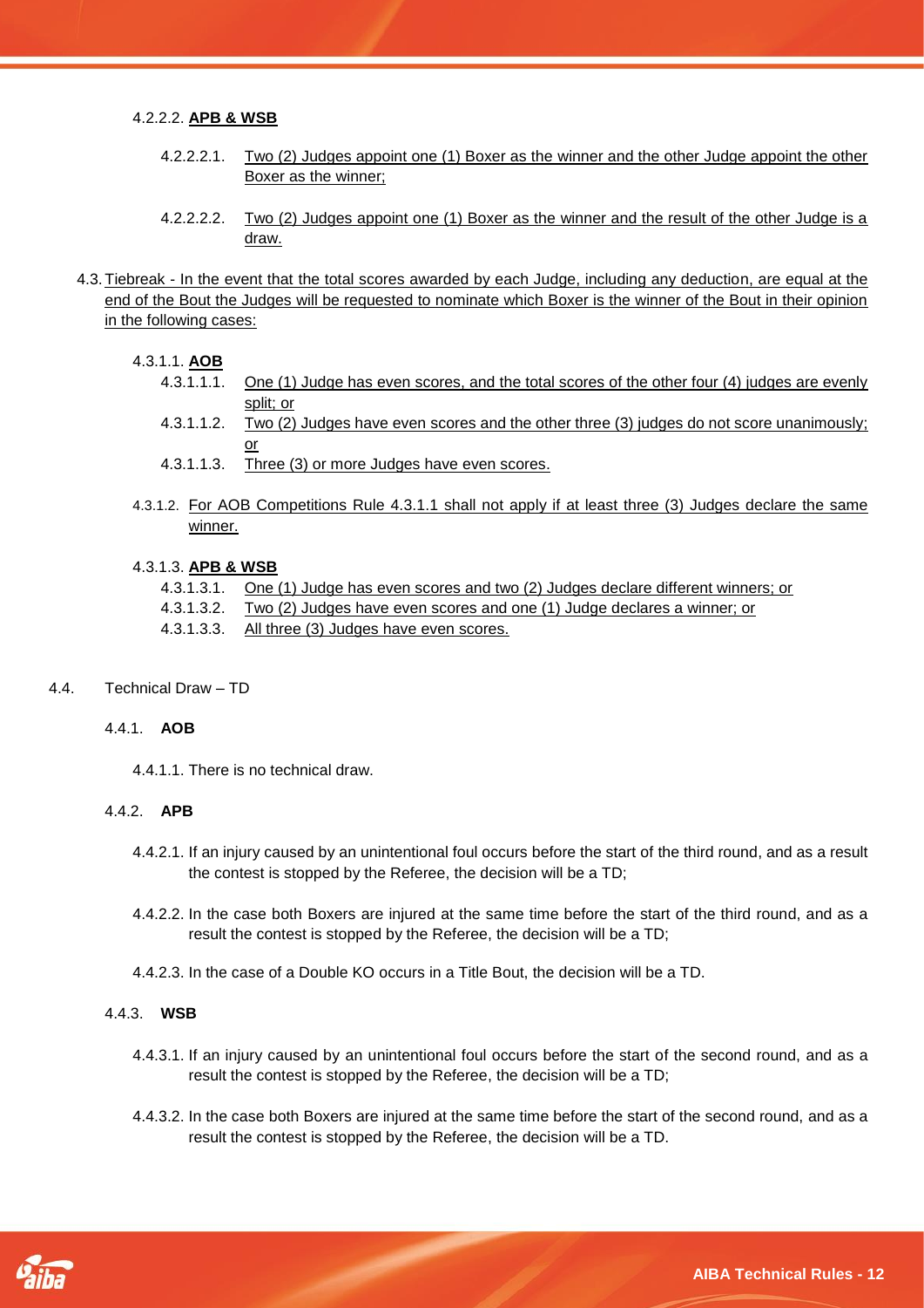4.2.2.2. **APB & WSB**

4.2.2.2.1. Two (2) Judges appoint one (1) Boxer as the winner and the other Judge appoint the other Boxer as the winner;

4.2.2.2.2. Two (2) Judges appoint one (1) Boxer as the winner and the result of the other Judge is a draw.

4.3. Tiebreak - In the event that the total scores awarded by each Judge, including any deduction, are equal at the end of the Bout the Judges will be requested to nominate which Boxer is the winner of the Bout in their opinion in the following cases:

4.3.1.1. **AOB**

4.3.1.1.1. One (1) Judge has even scores, and the total scores of the other four (4) judges are evenly split; or

4.3.1.1.2. Two (2) Judges have even scores and the other three (3) judges do not score unanimously; or

4.3.1.1.3. Three (3) or more Judges have even scores.

4.3.1.2. For AOB Competitions Rule 4.3.1.1 shall not apply if at least three (3) Judges declare the same winner.

4.3.1.3. **APB & WSB**

4.3.1.3.1. One (1) Judge has even scores and two (2) Judges declare different winners; or

4.3.1.3.2. Two (2) Judges have even scores and one (1) Judge declares a winner; or

4.3.1.3.3. All three (3) Judges have even scores.

4.4. Technical Draw – TD

4.4.1. **AOB**

4.4.1.1. There is no technical draw.

4.4.2. **APB**

4.4.2.1. If an injury caused by an unintentional foul occurs before the start of the third round, and as a result the contest is stopped by the Referee, the decision will be a TD;

4.4.2.2. In the case both Boxers are injured at the same time before the start of the third round, and as a result the contest is stopped by the Referee, the decision will be a TD;

4.4.2.3. In the case of a Double KO occurs in a Title Bout, the decision will be a TD.

4.4.3. **WSB**

4.4.3.1. If an injury caused by an unintentional foul occurs before the start of the second round, and as a result the contest is stopped by the Referee, the decision will be a TD;

4.4.3.2. In the case both Boxers are injured at the same time before the start of the second round, and as a result the contest is stopped by the Referee, the decision will be a TD.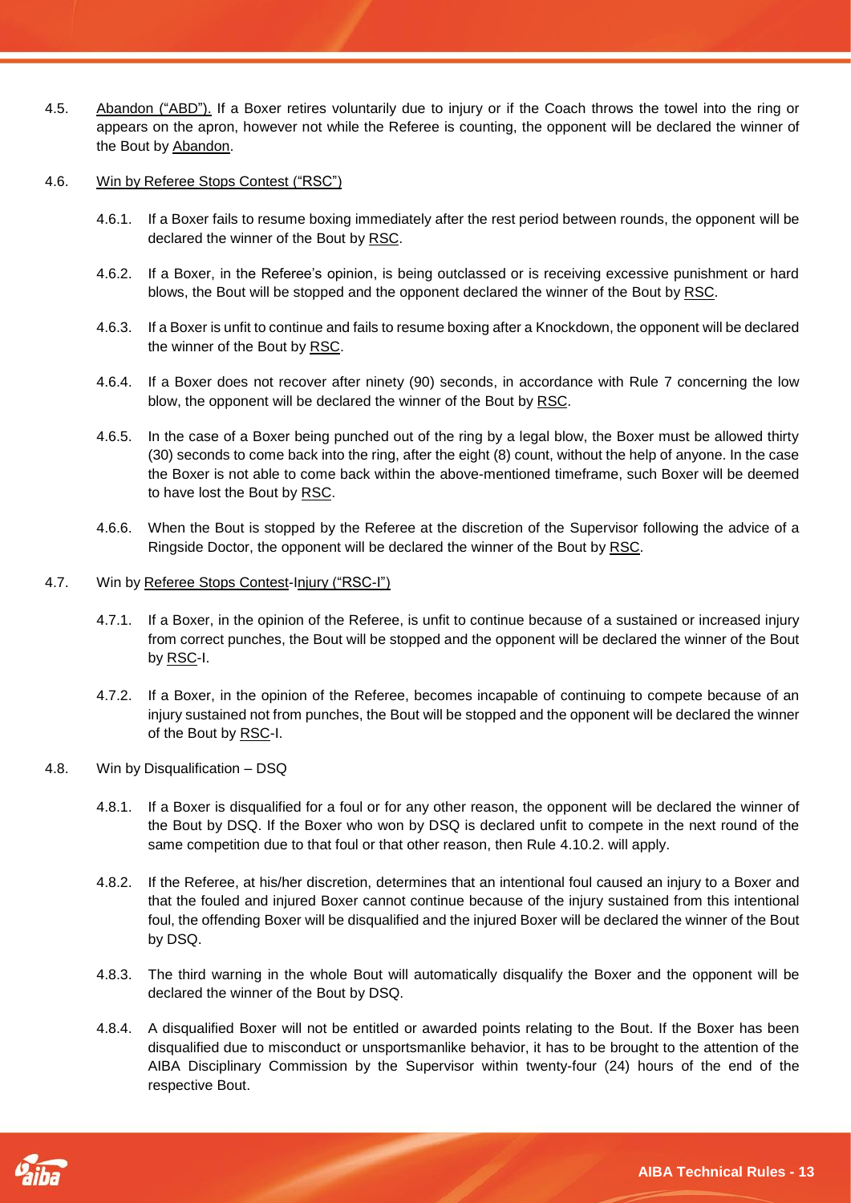4.5. Abandon ("ABD"). If a Boxer retires voluntarily due to injury or if the Coach throws the towel into the ring or appears on the apron, however not while the Referee is counting, the opponent will be declared the winner of the Bout by Abandon.

4.6. Win by Referee Stops Contest ("RSC")

4.6.1. If a Boxer fails to resume boxing immediately after the rest period between rounds, the opponent will be declared the winner of the Bout by RSC.

4.6.2. If a Boxer, in the Referee's opinion, is being outclassed or is receiving excessive punishment or hard blows, the Bout will be stopped and the opponent declared the winner of the Bout by RSC.

4.6.3. If a Boxer is unfit to continue and fails to resume boxing after a Knockdown, the opponent will be declared the winner of the Bout by RSC.

4.6.4. If a Boxer does not recover after ninety (90) seconds, in accordance with Rule 7 concerning the low blow, the opponent will be declared the winner of the Bout by RSC.

4.6.5. In the case of a Boxer being punched out of the ring by a legal blow, the Boxer must be allowed thirty (30) seconds to come back into the ring, after the eight (8) count, without the help of anyone. In the case the Boxer is not able to come back within the above-mentioned timeframe, such Boxer will be deemed to have lost the Bout by RSC.

4.6.6. When the Bout is stopped by the Referee at the discretion of the Supervisor following the advice of a Ringside Doctor, the opponent will be declared the winner of the Bout by RSC.

4.7. Win by Referee Stops Contest-Injury ("RSC-I")

4.7.1. If a Boxer, in the opinion of the Referee, is unfit to continue because of a sustained or increased injury from correct punches, the Bout will be stopped and the opponent will be declared the winner of the Bout by RSC-I.

4.7.2. If a Boxer, in the opinion of the Referee, becomes incapable of continuing to compete because of an injury sustained not from punches, the Bout will be stopped and the opponent will be declared the winner of the Bout by RSC-I.

4.8. Win by Disqualification – DSQ

4.8.1. If a Boxer is disqualified for a foul or for any other reason, the opponent will be declared the winner of the Bout by DSQ. If the Boxer who won by DSQ is declared unfit to compete in the next round of the same competition due to that foul or that other reason, then Rule 4.10.2. will apply.

4.8.2. If the Referee, at his/her discretion, determines that an intentional foul caused an injury to a Boxer and that the fouled and injured Boxer cannot continue because of the injury sustained from this intentional foul, the offending Boxer will be disqualified and the injured Boxer will be declared the winner of the Bout by DSQ.

4.8.3. The third warning in the whole Bout will automatically disqualify the Boxer and the opponent will be declared the winner of the Bout by DSQ.

4.8.4. A disqualified Boxer will not be entitled or awarded points relating to the Bout. If the Boxer has been disqualified due to misconduct or unsportsmanlike behavior, it has to be brought to the attention of the AIBA Disciplinary Commission by the Supervisor within twenty-four (24) hours of the end of the respective Bout.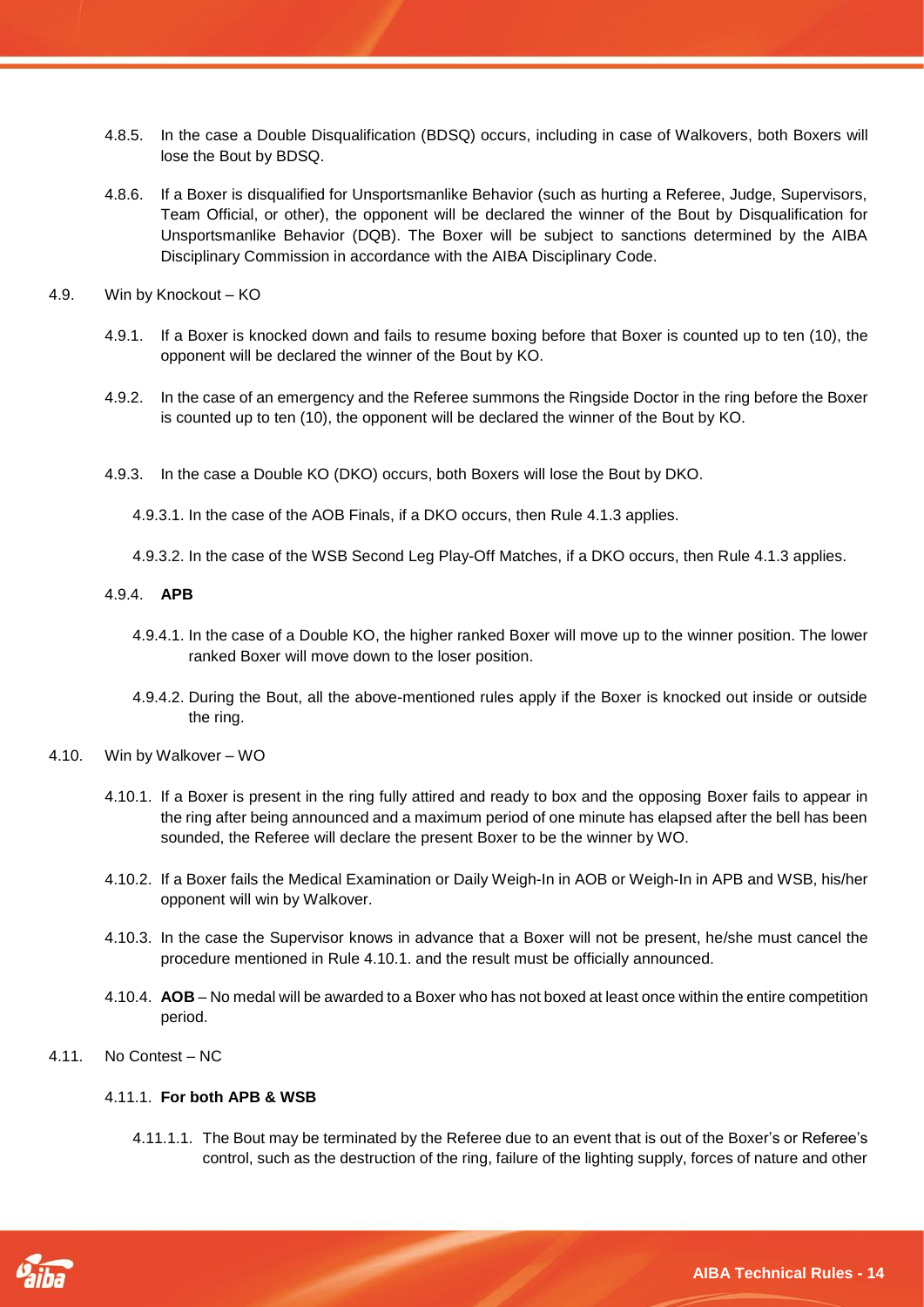4.8.5. In the case a Double Disqualification (BDSQ) occurs, including in case of Walkovers, both Boxers will lose the Bout by BDSQ.

4.8.6. If a Boxer is disqualified for Unsportsmanlike Behavior (such as hurting a Referee, Judge, Supervisors, Team Official, or other), the opponent will be declared the winner of the Bout by Disqualification for Unsportsmanlike Behavior (DQB). The Boxer will be subject to sanctions determined by the AIBA Disciplinary Commission in accordance with the AIBA Disciplinary Code.

4.9. Win by Knockout – KO

4.9.1. If a Boxer is knocked down and fails to resume boxing before that Boxer is counted up to ten (10), the opponent will be declared the winner of the Bout by KO.

4.9.2. In the case of an emergency and the Referee summons the Ringside Doctor in the ring before the Boxer is counted up to ten (10), the opponent will be declared the winner of the Bout by KO.

4.9.3. In the case a Double KO (DKO) occurs, both Boxers will lose the Bout by DKO.

4.9.3.1. In the case of the AOB Finals, if a DKO occurs, then Rule 4.1.3 applies.

4.9.3.2. In the case of the WSB Second Leg Play-Off Matches, if a DKO occurs, then Rule 4.1.3 applies.

4.9.4. **APB**

4.9.4.1. In the case of a Double KO, the higher ranked Boxer will move up to the winner position. The lower ranked Boxer will move down to the loser position.

4.9.4.2. During the Bout, all the above-mentioned rules apply if the Boxer is knocked out inside or outside the ring.

4.10. Win by Walkover – WO

4.10.1. If a Boxer is present in the ring fully attired and ready to box and the opposing Boxer fails to appear in the ring after being announced and a maximum period of one minute has elapsed after the bell has been sounded, the Referee will declare the present Boxer to be the winner by WO.

4.10.2. If a Boxer fails the Medical Examination or Daily Weigh-In in AOB or Weigh-In in APB and WSB, his/her opponent will win by Walkover.

4.10.3. In the case the Supervisor knows in advance that a Boxer will not be present, he/she must cancel the procedure mentioned in Rule 4.10.1. and the result must be officially announced.

4.10.4. **AOB** – No medal will be awarded to a Boxer who has not boxed at least once within the entire competition period.

4.11. No Contest – NC

4.11.1. **For both APB & WSB**

4.11.1.1. The Bout may be terminated by the Referee due to an event that is out of the Boxer's or Referee's control, such as the destruction of the ring, failure of the lighting supply, forces of nature and other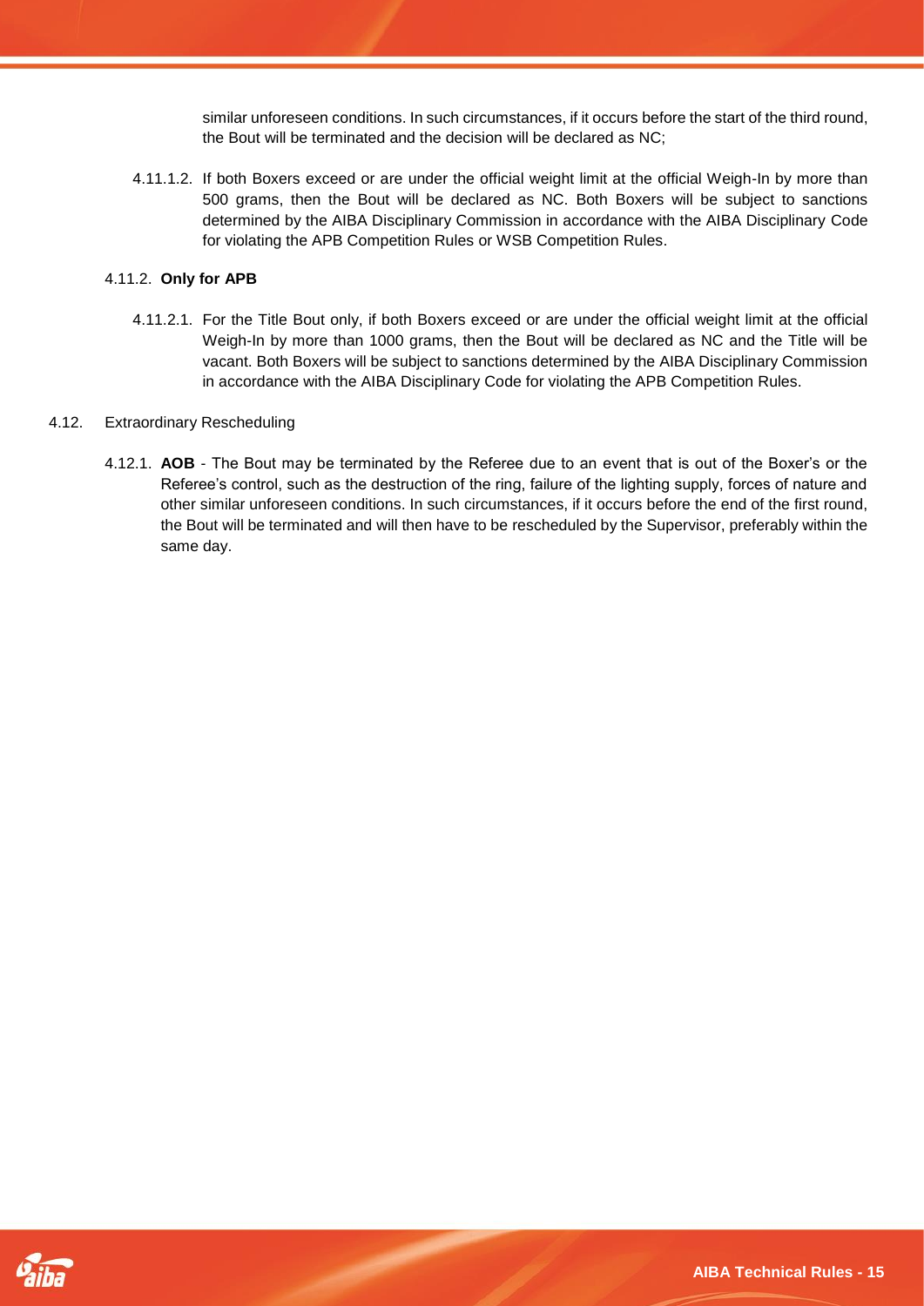similar unforeseen conditions. In such circumstances, if it occurs before the start of the third round, the Bout will be terminated and the decision will be declared as NC;

4.11.1.2. If both Boxers exceed or are under the official weight limit at the official Weigh-In by more than 500 grams, then the Bout will be declared as NC. Both Boxers will be subject to sanctions determined by the AIBA Disciplinary Commission in accordance with the AIBA Disciplinary Code for violating the APB Competition Rules or WSB Competition Rules.

4.11.2. **Only for APB**

4.11.2.1. For the Title Bout only, if both Boxers exceed or are under the official weight limit at the official Weigh-In by more than 1000 grams, then the Bout will be declared as NC and the Title will be vacant. Both Boxers will be subject to sanctions determined by the AIBA Disciplinary Commission in accordance with the AIBA Disciplinary Code for violating the APB Competition Rules.

4.12. Extraordinary Rescheduling

4.12.1. **AOB** - The Bout may be terminated by the Referee due to an event that is out of the Boxer's or the Referee's control, such as the destruction of the ring, failure of the lighting supply, forces of nature and other similar unforeseen conditions. In such circumstances, if it occurs before the end of the first round, the Bout will be terminated and will then have to be rescheduled by the Supervisor, preferably within the same day.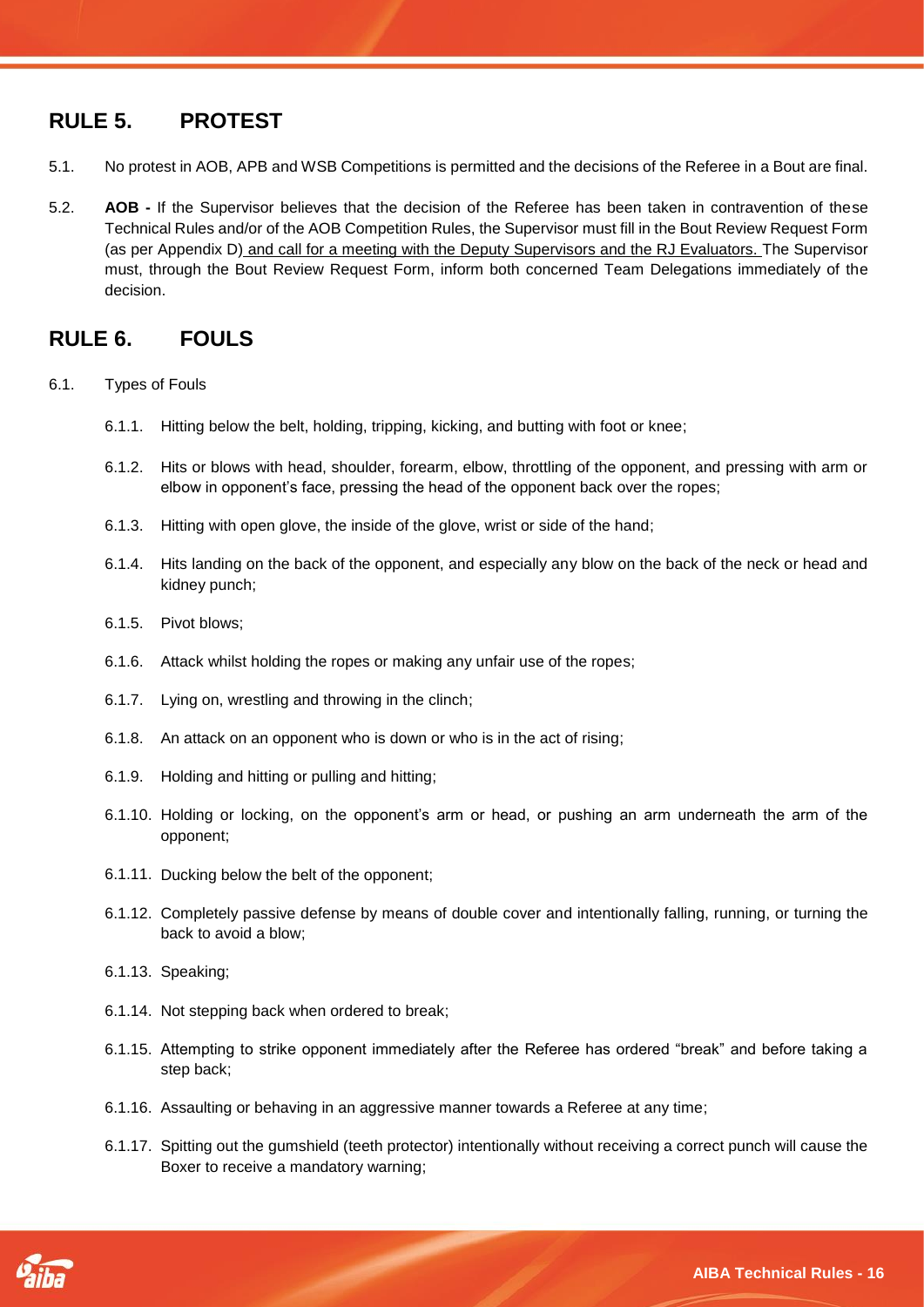## RULE 5. PROTEST

5.1. No protest in AOB, APB and WSB Competitions is permitted and the decisions of the Referee in a Bout are final.

5.2. **AOB -** If the Supervisor believes that the decision of the Referee has been taken in contravention of these Technical Rules and/or of the AOB Competition Rules, the Supervisor must fill in the Bout Review Request Form (as per Appendix D) and call for a meeting with the Deputy Supervisors and the RJ Evaluators. The Supervisor must, through the Bout Review Request Form, inform both concerned Team Delegations immediately of the decision.

## RULE 6. FOULS

6.1. Types of Fouls

6.1.1. Hitting below the belt, holding, tripping, kicking, and butting with foot or knee;

6.1.2. Hits or blows with head, shoulder, forearm, elbow, throttling of the opponent, and pressing with arm or elbow in opponent's face, pressing the head of the opponent back over the ropes;

6.1.3. Hitting with open glove, the inside of the glove, wrist or side of the hand;

6.1.4. Hits landing on the back of the opponent, and especially any blow on the back of the neck or head and kidney punch;

6.1.5. Pivot blows;

6.1.6. Attack whilst holding the ropes or making any unfair use of the ropes;

6.1.7. Lying on, wrestling and throwing in the clinch;

6.1.8. An attack on an opponent who is down or who is in the act of rising;

6.1.9. Holding and hitting or pulling and hitting;

6.1.10. Holding or locking, on the opponent's arm or head, or pushing an arm underneath the arm of the opponent;

6.1.11. Ducking below the belt of the opponent;

6.1.12. Completely passive defense by means of double cover and intentionally falling, running, or turning the back to avoid a blow;

6.1.13. Speaking;

6.1.14. Not stepping back when ordered to break;

6.1.15. Attempting to strike opponent immediately after the Referee has ordered "break" and before taking a step back;

6.1.16. Assaulting or behaving in an aggressive manner towards a Referee at any time;

6.1.17. Spitting out the gumshield (teeth protector) intentionally without receiving a correct punch will cause the Boxer to receive a mandatory warning;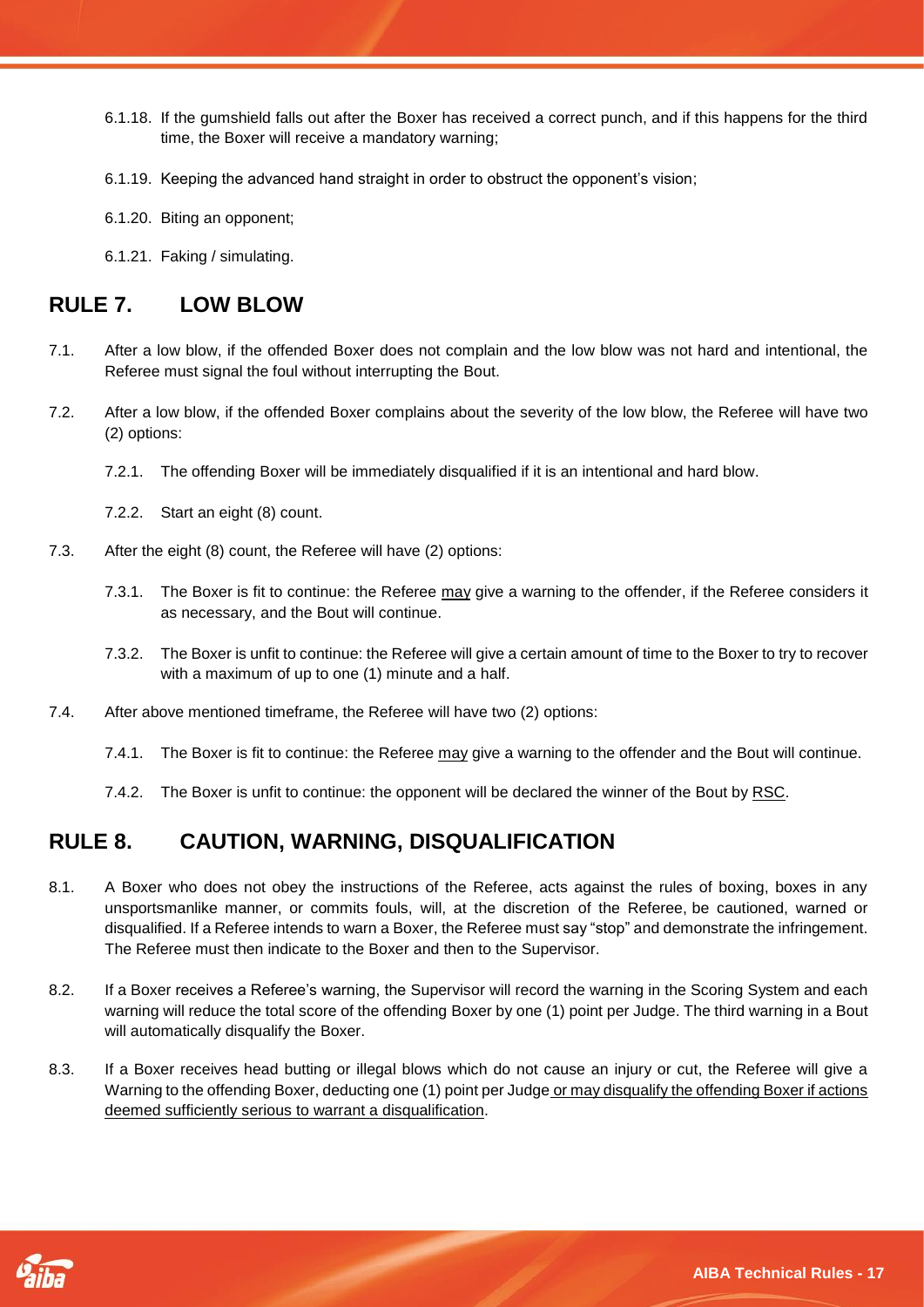6.1.18. If the gumshield falls out after the Boxer has received a correct punch, and if this happens for the third time, the Boxer will receive a mandatory warning;

6.1.19. Keeping the advanced hand straight in order to obstruct the opponent's vision;

6.1.20. Biting an opponent;

6.1.21. Faking / simulating.

## RULE 7. LOW BLOW

7.1. After a low blow, if the offended Boxer does not complain and the low blow was not hard and intentional, the Referee must signal the foul without interrupting the Bout.

7.2. After a low blow, if the offended Boxer complains about the severity of the low blow, the Referee will have two (2) options:

7.2.1. The offending Boxer will be immediately disqualified if it is an intentional and hard blow.

7.2.2. Start an eight (8) count.

7.3. After the eight (8) count, the Referee will have (2) options:

7.3.1. The Boxer is fit to continue: the Referee <u>may</u> give a warning to the offender, if the Referee considers it as necessary, and the Bout will continue.

7.3.2. The Boxer is unfit to continue: the Referee will give a certain amount of time to the Boxer to try to recover with a maximum of up to one (1) minute and a half.

7.4. After above mentioned timeframe, the Referee will have two (2) options:

7.4.1. The Boxer is fit to continue: the Referee <u>may</u> give a warning to the offender and the Bout will continue.

7.4.2. The Boxer is unfit to continue: the opponent will be declared the winner of the Bout by <u>RSC</u>.

## RULE 8. CAUTION, WARNING, DISQUALIFICATION

8.1. A Boxer who does not obey the instructions of the Referee, acts against the rules of boxing, boxes in any unsportsmanlike manner, or commits fouls, will, at the discretion of the Referee, be cautioned, warned or disqualified. If a Referee intends to warn a Boxer, the Referee must say "stop" and demonstrate the infringement. The Referee must then indicate to the Boxer and then to the Supervisor.

8.2. If a Boxer receives a Referee's warning, the Supervisor will record the warning in the Scoring System and each warning will reduce the total score of the offending Boxer by one (1) point per Judge. The third warning in a Bout will automatically disqualify the Boxer.

8.3. If a Boxer receives head butting or illegal blows which do not cause an injury or cut, the Referee will give a Warning to the offending Boxer, deducting one (1) point per Judge <u>or may disqualify the offending Boxer if actions deemed sufficiently serious to warrant a disqualification</u>.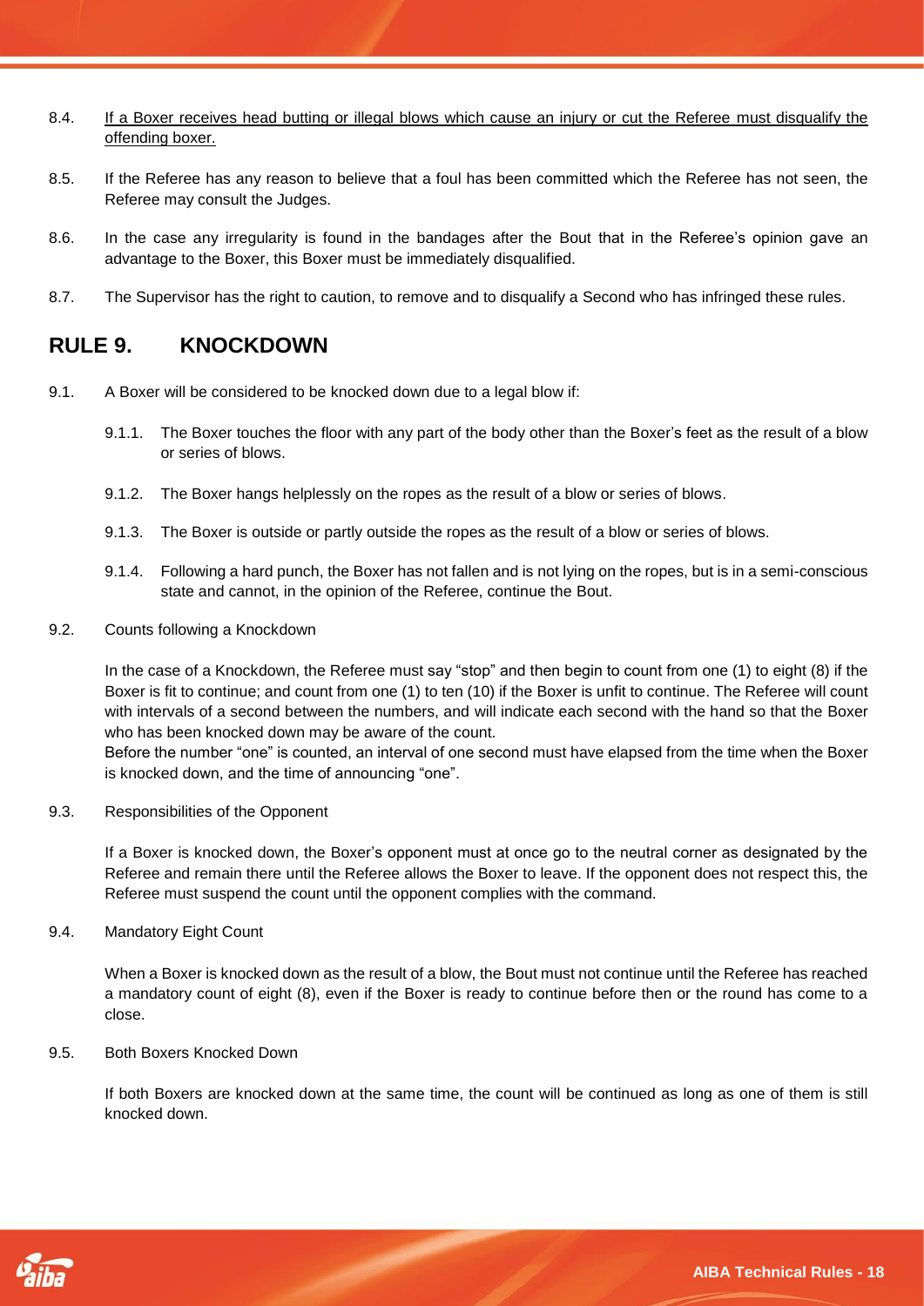8.4. <u>If a Boxer receives head butting or illegal blows which cause an injury or cut the Referee must disqualify the offending boxer.</u>

8.5. If the Referee has any reason to believe that a foul has been committed which the Referee has not seen, the Referee may consult the Judges.

8.6. In the case any irregularity is found in the bandages after the Bout that in the Referee's opinion gave an advantage to the Boxer, this Boxer must be immediately disqualified.

8.7. The Supervisor has the right to caution, to remove and to disqualify a Second who has infringed these rules.

## RULE 9. KNOCKDOWN

9.1. A Boxer will be considered to be knocked down due to a legal blow if:

9.1.1. The Boxer touches the floor with any part of the body other than the Boxer's feet as the result of a blow or series of blows.

9.1.2. The Boxer hangs helplessly on the ropes as the result of a blow or series of blows.

9.1.3. The Boxer is outside or partly outside the ropes as the result of a blow or series of blows.

9.1.4. Following a hard punch, the Boxer has not fallen and is not lying on the ropes, but is in a semi-conscious state and cannot, in the opinion of the Referee, continue the Bout.

9.2. Counts following a Knockdown

In the case of a Knockdown, the Referee must say "stop" and then begin to count from one (1) to eight (8) if the Boxer is fit to continue; and count from one (1) to ten (10) if the Boxer is unfit to continue. The Referee will count with intervals of a second between the numbers, and will indicate each second with the hand so that the Boxer who has been knocked down may be aware of the count.
Before the number "one" is counted, an interval of one second must have elapsed from the time when the Boxer is knocked down, and the time of announcing "one".

9.3. Responsibilities of the Opponent

If a Boxer is knocked down, the Boxer's opponent must at once go to the neutral corner as designated by the Referee and remain there until the Referee allows the Boxer to leave. If the opponent does not respect this, the Referee must suspend the count until the opponent complies with the command.

9.4. Mandatory Eight Count

When a Boxer is knocked down as the result of a blow, the Bout must not continue until the Referee has reached a mandatory count of eight (8), even if the Boxer is ready to continue before then or the round has come to a close.

9.5. Both Boxers Knocked Down

If both Boxers are knocked down at the same time, the count will be continued as long as one of them is still knocked down.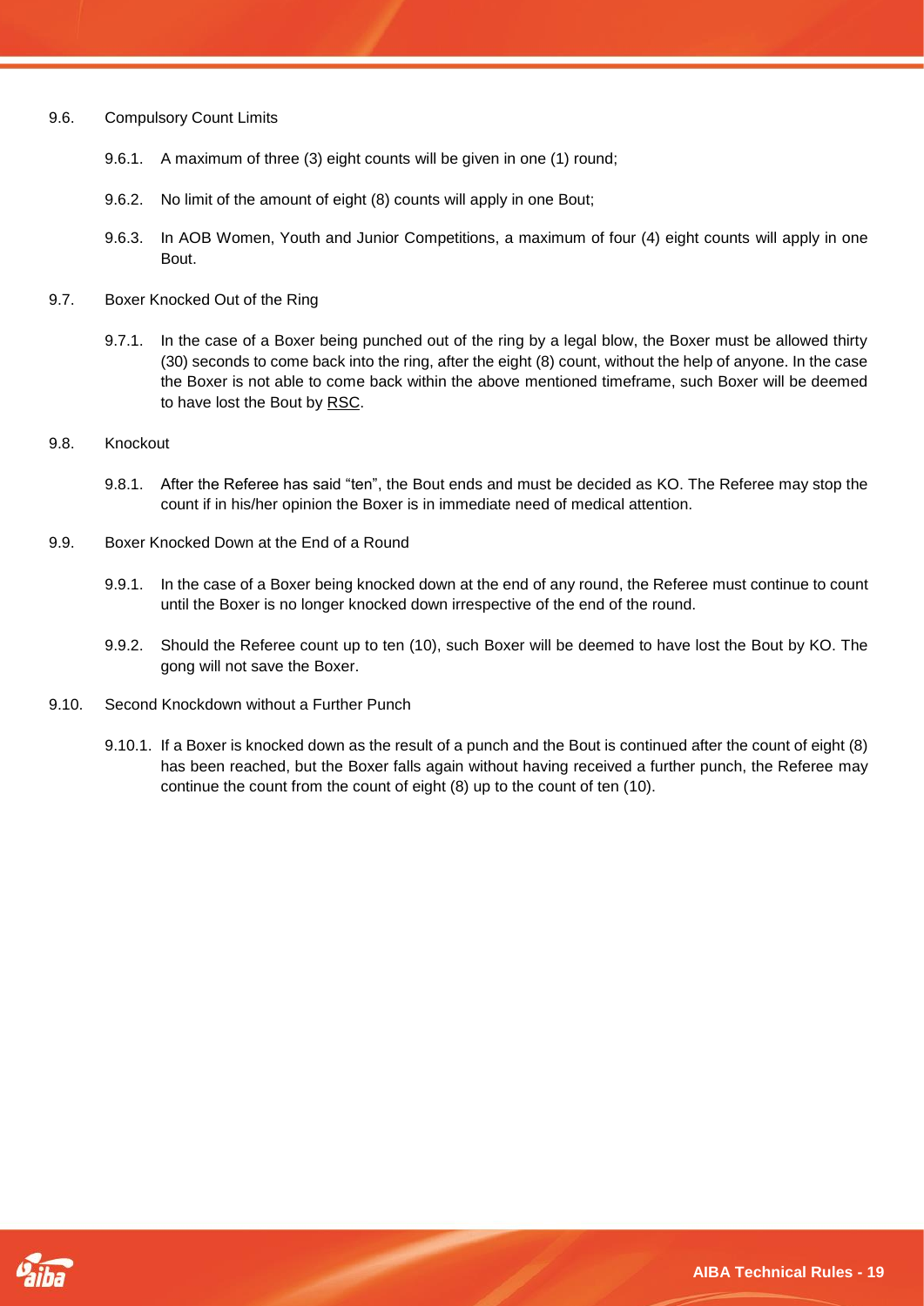9.6. Compulsory Count Limits

9.6.1. A maximum of three (3) eight counts will be given in one (1) round;

9.6.2. No limit of the amount of eight (8) counts will apply in one Bout;

9.6.3. In AOB Women, Youth and Junior Competitions, a maximum of four (4) eight counts will apply in one Bout.

9.7. Boxer Knocked Out of the Ring

9.7.1. In the case of a Boxer being punched out of the ring by a legal blow, the Boxer must be allowed thirty (30) seconds to come back into the ring, after the eight (8) count, without the help of anyone. In the case the Boxer is not able to come back within the above mentioned timeframe, such Boxer will be deemed to have lost the Bout by RSC.

9.8. Knockout

9.8.1. After the Referee has said "ten", the Bout ends and must be decided as KO. The Referee may stop the count if in his/her opinion the Boxer is in immediate need of medical attention.

9.9. Boxer Knocked Down at the End of a Round

9.9.1. In the case of a Boxer being knocked down at the end of any round, the Referee must continue to count until the Boxer is no longer knocked down irrespective of the end of the round.

9.9.2. Should the Referee count up to ten (10), such Boxer will be deemed to have lost the Bout by KO. The gong will not save the Boxer.

9.10. Second Knockdown without a Further Punch

9.10.1. If a Boxer is knocked down as the result of a punch and the Bout is continued after the count of eight (8) has been reached, but the Boxer falls again without having received a further punch, the Referee may continue the count from the count of eight (8) up to the count of ten (10).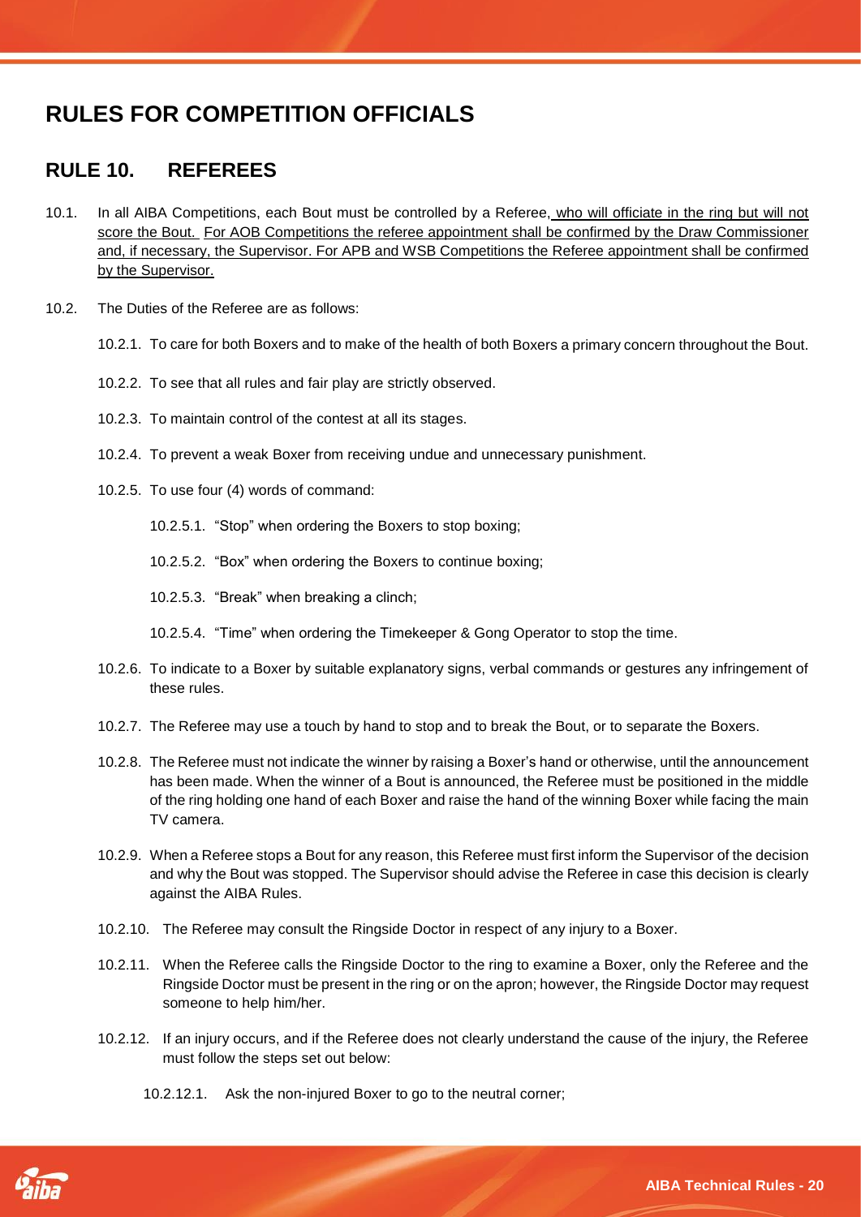# RULES FOR COMPETITION OFFICIALS

## RULE 10. REFEREES

10.1. In all AIBA Competitions, each Bout must be controlled by a Referee, who will officiate in the ring but will not score the Bout. For AOB Competitions the referee appointment shall be confirmed by the Draw Commissioner and, if necessary, the Supervisor. For APB and WSB Competitions the Referee appointment shall be confirmed by the Supervisor.

10.2. The Duties of the Referee are as follows:

10.2.1. To care for both Boxers and to make of the health of both Boxers a primary concern throughout the Bout.

10.2.2. To see that all rules and fair play are strictly observed.

10.2.3. To maintain control of the contest at all its stages.

10.2.4. To prevent a weak Boxer from receiving undue and unnecessary punishment.

10.2.5. To use four (4) words of command:

10.2.5.1. "Stop" when ordering the Boxers to stop boxing;

10.2.5.2. "Box" when ordering the Boxers to continue boxing;

10.2.5.3. "Break" when breaking a clinch;

10.2.5.4. "Time" when ordering the Timekeeper & Gong Operator to stop the time.

10.2.6. To indicate to a Boxer by suitable explanatory signs, verbal commands or gestures any infringement of these rules.

10.2.7. The Referee may use a touch by hand to stop and to break the Bout, or to separate the Boxers.

10.2.8. The Referee must not indicate the winner by raising a Boxer's hand or otherwise, until the announcement has been made. When the winner of a Bout is announced, the Referee must be positioned in the middle of the ring holding one hand of each Boxer and raise the hand of the winning Boxer while facing the main TV camera.

10.2.9. When a Referee stops a Bout for any reason, this Referee must first inform the Supervisor of the decision and why the Bout was stopped. The Supervisor should advise the Referee in case this decision is clearly against the AIBA Rules.

10.2.10. The Referee may consult the Ringside Doctor in respect of any injury to a Boxer.

10.2.11. When the Referee calls the Ringside Doctor to the ring to examine a Boxer, only the Referee and the Ringside Doctor must be present in the ring or on the apron; however, the Ringside Doctor may request someone to help him/her.

10.2.12. If an injury occurs, and if the Referee does not clearly understand the cause of the injury, the Referee must follow the steps set out below:

10.2.12.1. Ask the non-injured Boxer to go to the neutral corner;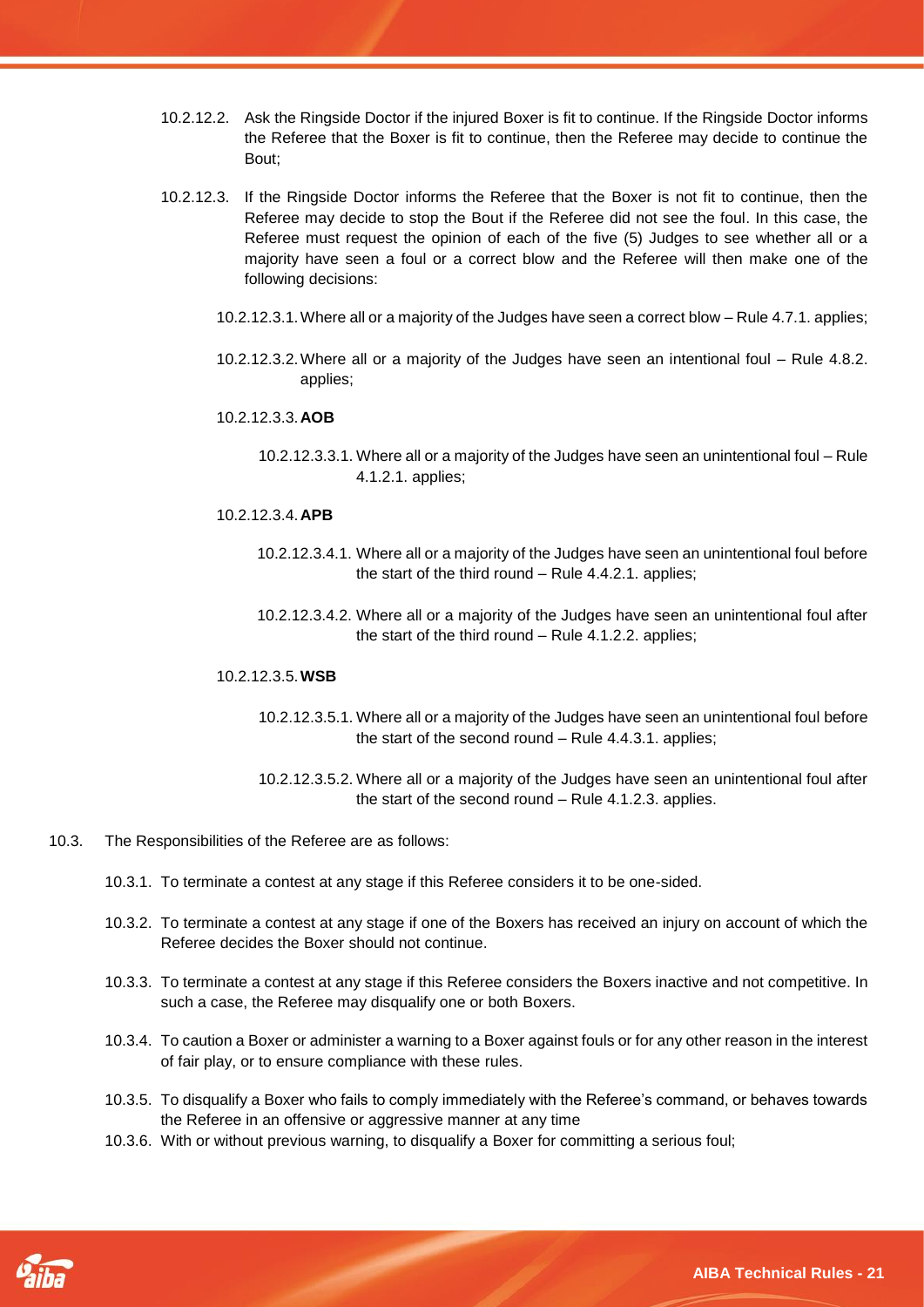10.2.12.2. Ask the Ringside Doctor if the injured Boxer is fit to continue. If the Ringside Doctor informs the Referee that the Boxer is fit to continue, then the Referee may decide to continue the Bout;

10.2.12.3. If the Ringside Doctor informs the Referee that the Boxer is not fit to continue, then the Referee may decide to stop the Bout if the Referee did not see the foul. In this case, the Referee must request the opinion of each of the five (5) Judges to see whether all or a majority have seen a foul or a correct blow and the Referee will then make one of the following decisions:

10.2.12.3.1. Where all or a majority of the Judges have seen a correct blow – Rule 4.7.1. applies;

10.2.12.3.2. Where all or a majority of the Judges have seen an intentional foul – Rule 4.8.2. applies;

10.2.12.3.3. **AOB**

10.2.12.3.3.1. Where all or a majority of the Judges have seen an unintentional foul – Rule 4.1.2.1. applies;

10.2.12.3.4. **APB**

10.2.12.3.4.1. Where all or a majority of the Judges have seen an unintentional foul before the start of the third round – Rule 4.4.2.1. applies;

10.2.12.3.4.2. Where all or a majority of the Judges have seen an unintentional foul after the start of the third round – Rule 4.1.2.2. applies;

10.2.12.3.5. **WSB**

10.2.12.3.5.1. Where all or a majority of the Judges have seen an unintentional foul before the start of the second round – Rule 4.4.3.1. applies;

10.2.12.3.5.2. Where all or a majority of the Judges have seen an unintentional foul after the start of the second round – Rule 4.1.2.3. applies.

10.3. The Responsibilities of the Referee are as follows:

10.3.1. To terminate a contest at any stage if this Referee considers it to be one-sided.

10.3.2. To terminate a contest at any stage if one of the Boxers has received an injury on account of which the Referee decides the Boxer should not continue.

10.3.3. To terminate a contest at any stage if this Referee considers the Boxers inactive and not competitive. In such a case, the Referee may disqualify one or both Boxers.

10.3.4. To caution a Boxer or administer a warning to a Boxer against fouls or for any other reason in the interest of fair play, or to ensure compliance with these rules.

10.3.5. To disqualify a Boxer who fails to comply immediately with the Referee's command, or behaves towards the Referee in an offensive or aggressive manner at any time

10.3.6. With or without previous warning, to disqualify a Boxer for committing a serious foul;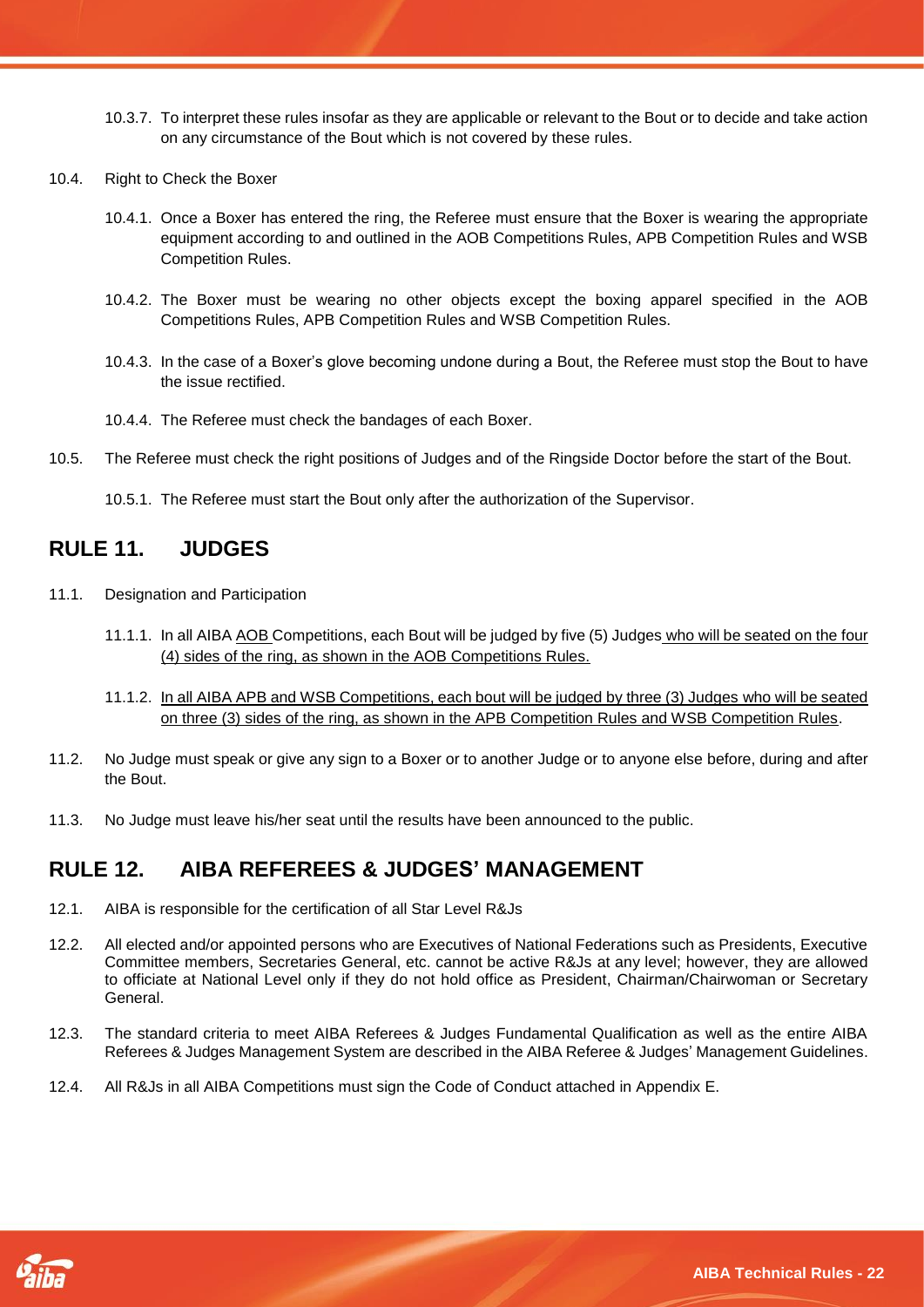10.3.7. To interpret these rules insofar as they are applicable or relevant to the Bout or to decide and take action on any circumstance of the Bout which is not covered by these rules.

10.4. Right to Check the Boxer

10.4.1. Once a Boxer has entered the ring, the Referee must ensure that the Boxer is wearing the appropriate equipment according to and outlined in the AOB Competitions Rules, APB Competition Rules and WSB Competition Rules.

10.4.2. The Boxer must be wearing no other objects except the boxing apparel specified in the AOB Competitions Rules, APB Competition Rules and WSB Competition Rules.

10.4.3. In the case of a Boxer's glove becoming undone during a Bout, the Referee must stop the Bout to have the issue rectified.

10.4.4. The Referee must check the bandages of each Boxer.

10.5. The Referee must check the right positions of Judges and of the Ringside Doctor before the start of the Bout.

10.5.1. The Referee must start the Bout only after the authorization of the Supervisor.

## RULE 11. JUDGES

11.1. Designation and Participation

11.1.1. In all AIBA AOB Competitions, each Bout will be judged by five (5) Judges who will be seated on the four (4) sides of the ring, as shown in the AOB Competitions Rules.

11.1.2. In all AIBA APB and WSB Competitions, each bout will be judged by three (3) Judges who will be seated on three (3) sides of the ring, as shown in the APB Competition Rules and WSB Competition Rules.

11.2. No Judge must speak or give any sign to a Boxer or to another Judge or to anyone else before, during and after the Bout.

11.3. No Judge must leave his/her seat until the results have been announced to the public.

## RULE 12. AIBA REFEREES & JUDGES' MANAGEMENT

12.1. AIBA is responsible for the certification of all Star Level R&Js

12.2. All elected and/or appointed persons who are Executives of National Federations such as Presidents, Executive Committee members, Secretaries General, etc. cannot be active R&Js at any level; however, they are allowed to officiate at National Level only if they do not hold office as President, Chairman/Chairwoman or Secretary General.

12.3. The standard criteria to meet AIBA Referees & Judges Fundamental Qualification as well as the entire AIBA Referees & Judges Management System are described in the AIBA Referee & Judges' Management Guidelines.

12.4. All R&Js in all AIBA Competitions must sign the Code of Conduct attached in Appendix E.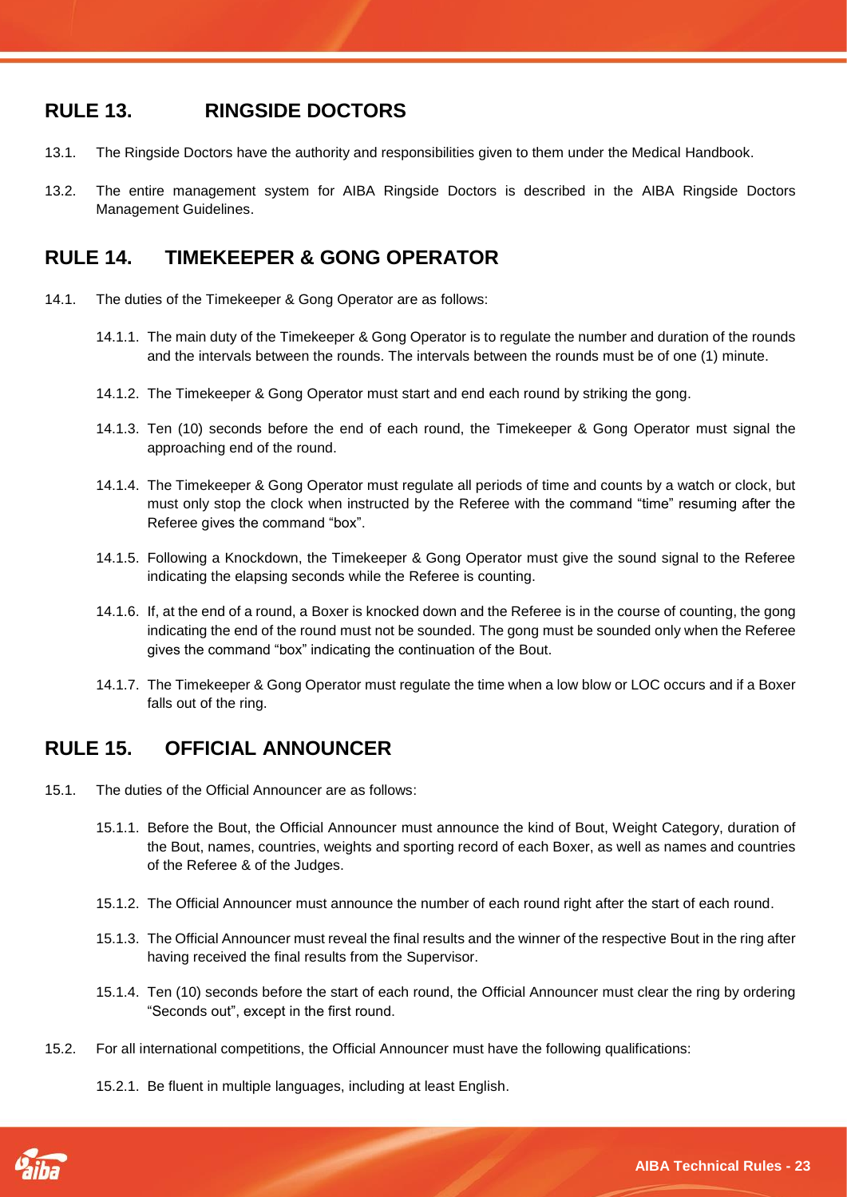## RULE 13. RINGSIDE DOCTORS

13.1. The Ringside Doctors have the authority and responsibilities given to them under the Medical Handbook.

13.2. The entire management system for AIBA Ringside Doctors is described in the AIBA Ringside Doctors Management Guidelines.

## RULE 14. TIMEKEEPER & GONG OPERATOR

14.1. The duties of the Timekeeper & Gong Operator are as follows:

14.1.1. The main duty of the Timekeeper & Gong Operator is to regulate the number and duration of the rounds and the intervals between the rounds. The intervals between the rounds must be of one (1) minute.

14.1.2. The Timekeeper & Gong Operator must start and end each round by striking the gong.

14.1.3. Ten (10) seconds before the end of each round, the Timekeeper & Gong Operator must signal the approaching end of the round.

14.1.4. The Timekeeper & Gong Operator must regulate all periods of time and counts by a watch or clock, but must only stop the clock when instructed by the Referee with the command "time" resuming after the Referee gives the command "box".

14.1.5. Following a Knockdown, the Timekeeper & Gong Operator must give the sound signal to the Referee indicating the elapsing seconds while the Referee is counting.

14.1.6. If, at the end of a round, a Boxer is knocked down and the Referee is in the course of counting, the gong indicating the end of the round must not be sounded. The gong must be sounded only when the Referee gives the command "box" indicating the continuation of the Bout.

14.1.7. The Timekeeper & Gong Operator must regulate the time when a low blow or LOC occurs and if a Boxer falls out of the ring.

## RULE 15. OFFICIAL ANNOUNCER

15.1. The duties of the Official Announcer are as follows:

15.1.1. Before the Bout, the Official Announcer must announce the kind of Bout, Weight Category, duration of the Bout, names, countries, weights and sporting record of each Boxer, as well as names and countries of the Referee & of the Judges.

15.1.2. The Official Announcer must announce the number of each round right after the start of each round.

15.1.3. The Official Announcer must reveal the final results and the winner of the respective Bout in the ring after having received the final results from the Supervisor.

15.1.4. Ten (10) seconds before the start of each round, the Official Announcer must clear the ring by ordering "Seconds out", except in the first round.

15.2. For all international competitions, the Official Announcer must have the following qualifications:

15.2.1. Be fluent in multiple languages, including at least English.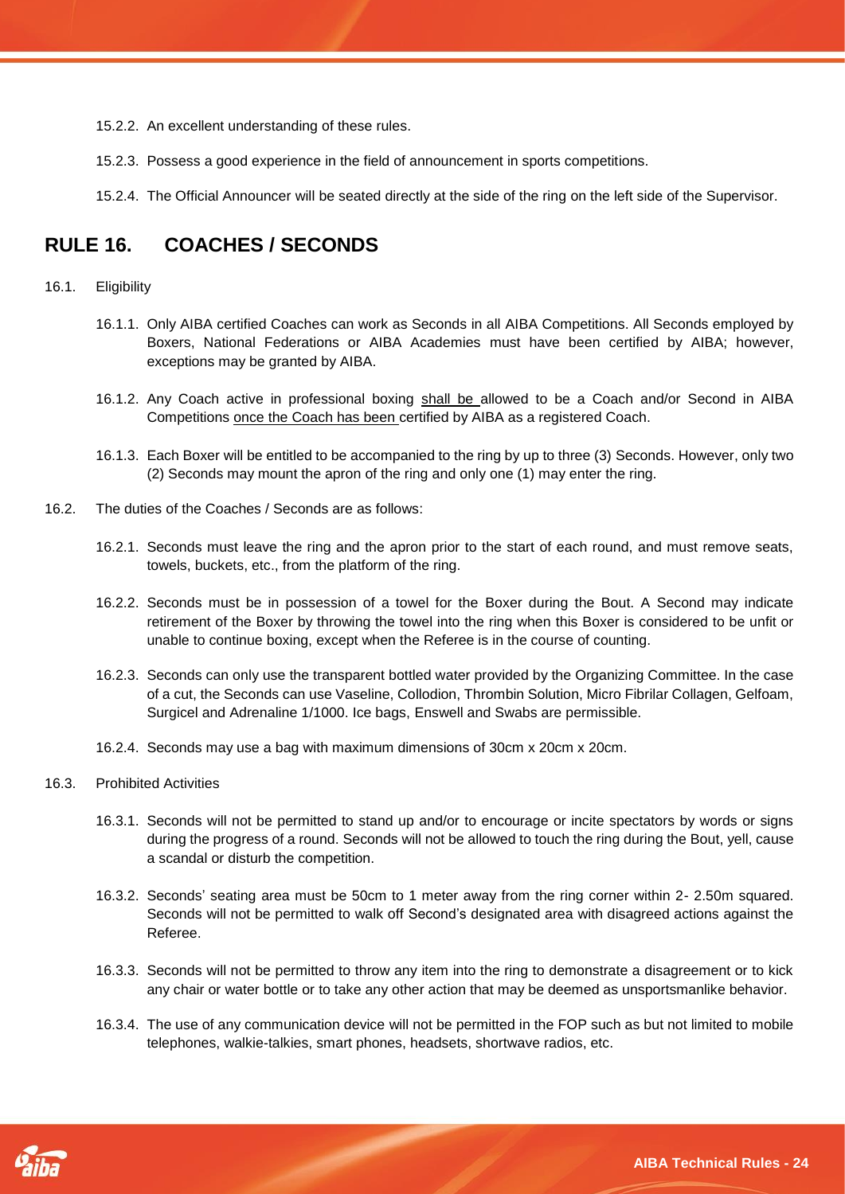15.2.2. An excellent understanding of these rules.

15.2.3. Possess a good experience in the field of announcement in sports competitions.

15.2.4. The Official Announcer will be seated directly at the side of the ring on the left side of the Supervisor.

## RULE 16. COACHES / SECONDS

16.1. Eligibility

16.1.1. Only AIBA certified Coaches can work as Seconds in all AIBA Competitions. All Seconds employed by Boxers, National Federations or AIBA Academies must have been certified by AIBA; however, exceptions may be granted by AIBA.

16.1.2. Any Coach active in professional boxing <u>shall be</u> allowed to be a Coach and/or Second in AIBA Competitions <u>once the Coach has been</u> certified by AIBA as a registered Coach.

16.1.3. Each Boxer will be entitled to be accompanied to the ring by up to three (3) Seconds. However, only two (2) Seconds may mount the apron of the ring and only one (1) may enter the ring.

16.2. The duties of the Coaches / Seconds are as follows:

16.2.1. Seconds must leave the ring and the apron prior to the start of each round, and must remove seats, towels, buckets, etc., from the platform of the ring.

16.2.2. Seconds must be in possession of a towel for the Boxer during the Bout. A Second may indicate retirement of the Boxer by throwing the towel into the ring when this Boxer is considered to be unfit or unable to continue boxing, except when the Referee is in the course of counting.

16.2.3. Seconds can only use the transparent bottled water provided by the Organizing Committee. In the case of a cut, the Seconds can use Vaseline, Collodion, Thrombin Solution, Micro Fibrilar Collagen, Gelfoam, Surgicel and Adrenaline 1/1000. Ice bags, Enswell and Swabs are permissible.

16.2.4. Seconds may use a bag with maximum dimensions of 30cm x 20cm x 20cm.

16.3. Prohibited Activities

16.3.1. Seconds will not be permitted to stand up and/or to encourage or incite spectators by words or signs during the progress of a round. Seconds will not be allowed to touch the ring during the Bout, yell, cause a scandal or disturb the competition.

16.3.2. Seconds' seating area must be 50cm to 1 meter away from the ring corner within 2- 2.50m squared. Seconds will not be permitted to walk off Second's designated area with disagreed actions against the Referee.

16.3.3. Seconds will not be permitted to throw any item into the ring to demonstrate a disagreement or to kick any chair or water bottle or to take any other action that may be deemed as unsportsmanlike behavior.

16.3.4. The use of any communication device will not be permitted in the FOP such as but not limited to mobile telephones, walkie-talkies, smart phones, headsets, shortwave radios, etc.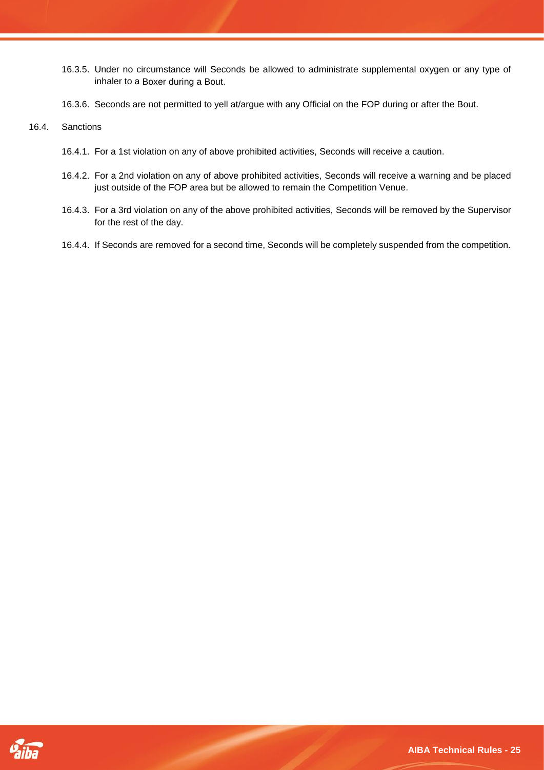16.3.5. Under no circumstance will Seconds be allowed to administrate supplemental oxygen or any type of inhaler to a Boxer during a Bout.

16.3.6. Seconds are not permitted to yell at/argue with any Official on the FOP during or after the Bout.

16.4. Sanctions

16.4.1. For a 1st violation on any of above prohibited activities, Seconds will receive a caution.

16.4.2. For a 2nd violation on any of above prohibited activities, Seconds will receive a warning and be placed just outside of the FOP area but be allowed to remain the Competition Venue.

16.4.3. For a 3rd violation on any of the above prohibited activities, Seconds will be removed by the Supervisor for the rest of the day.

16.4.4. If Seconds are removed for a second time, Seconds will be completely suspended from the competition.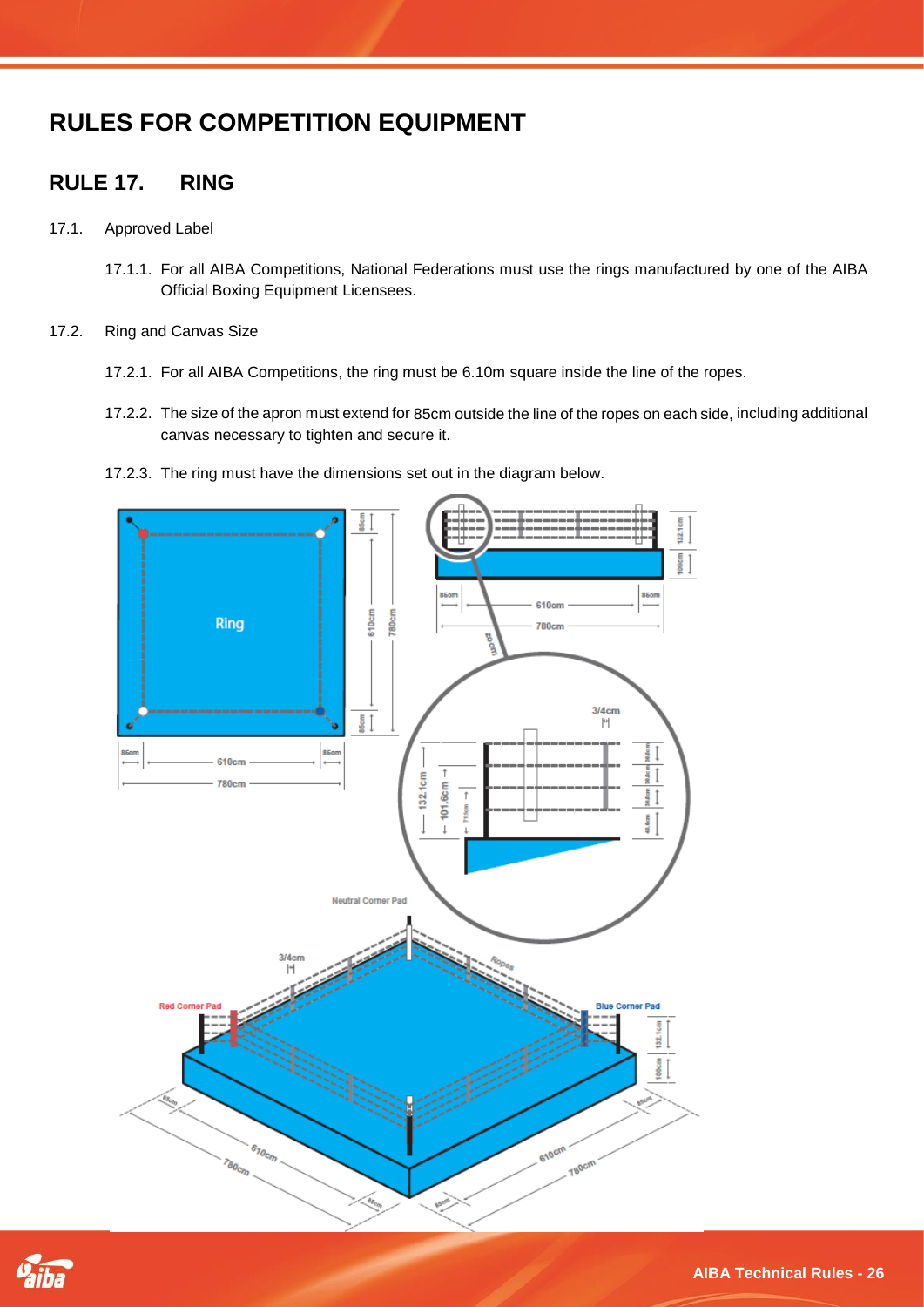# RULES FOR COMPETITION EQUIPMENT

## RULE 17. RING

17.1. Approved Label

17.1.1. For all AIBA Competitions, National Federations must use the rings manufactured by one of the AIBA Official Boxing Equipment Licensees.

17.2. Ring and Canvas Size

17.2.1. For all AIBA Competitions, the ring must be 6.10m square inside the line of the ropes.

17.2.2. The size of the apron must extend for 85cm outside the line of the ropes on each side, including additional canvas necessary to tighten and secure it.

17.2.3. The ring must have the dimensions set out in the diagram below.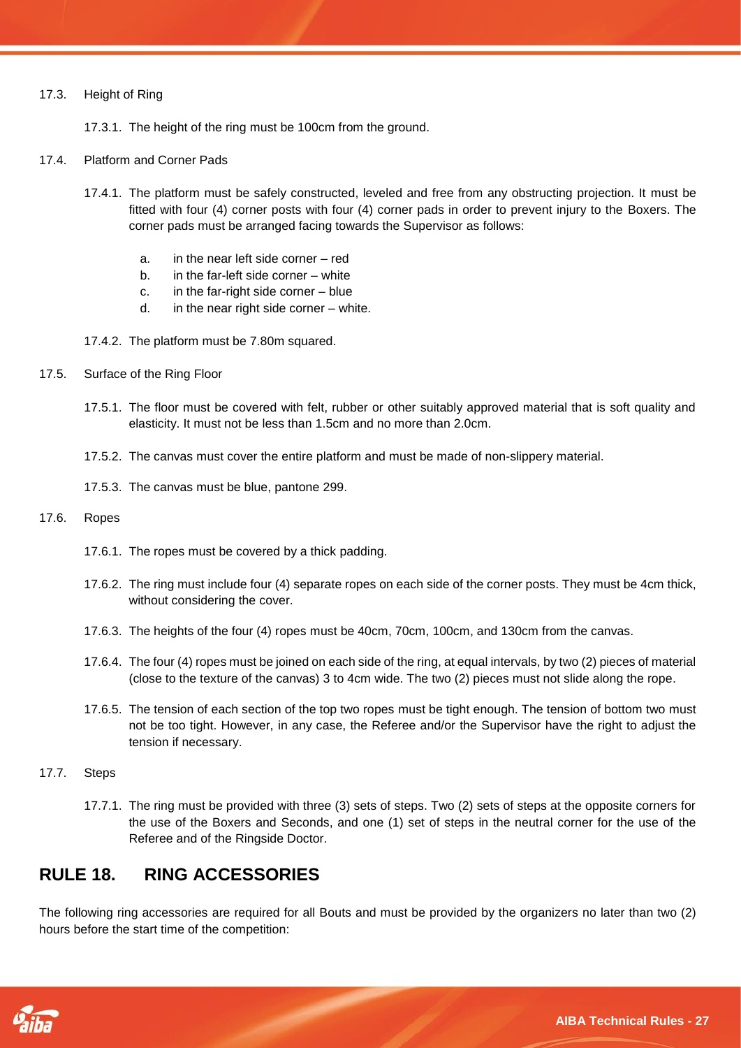17.3. Height of Ring

17.3.1. The height of the ring must be 100cm from the ground.

17.4. Platform and Corner Pads

17.4.1. The platform must be safely constructed, leveled and free from any obstructing projection. It must be fitted with four (4) corner posts with four (4) corner pads in order to prevent injury to the Boxers. The corner pads must be arranged facing towards the Supervisor as follows:

a. in the near left side corner – red
b. in the far-left side corner – white
c. in the far-right side corner – blue
d. in the near right side corner – white.

17.4.2. The platform must be 7.80m squared.

17.5. Surface of the Ring Floor

17.5.1. The floor must be covered with felt, rubber or other suitably approved material that is soft quality and elasticity. It must not be less than 1.5cm and no more than 2.0cm.

17.5.2. The canvas must cover the entire platform and must be made of non-slippery material.

17.5.3. The canvas must be blue, pantone 299.

17.6. Ropes

17.6.1. The ropes must be covered by a thick padding.

17.6.2. The ring must include four (4) separate ropes on each side of the corner posts. They must be 4cm thick, without considering the cover.

17.6.3. The heights of the four (4) ropes must be 40cm, 70cm, 100cm, and 130cm from the canvas.

17.6.4. The four (4) ropes must be joined on each side of the ring, at equal intervals, by two (2) pieces of material (close to the texture of the canvas) 3 to 4cm wide. The two (2) pieces must not slide along the rope.

17.6.5. The tension of each section of the top two ropes must be tight enough. The tension of bottom two must not be too tight. However, in any case, the Referee and/or the Supervisor have the right to adjust the tension if necessary.

17.7. Steps

17.7.1. The ring must be provided with three (3) sets of steps. Two (2) sets of steps at the opposite corners for the use of the Boxers and Seconds, and one (1) set of steps in the neutral corner for the use of the Referee and of the Ringside Doctor.

## RULE 18. RING ACCESSORIES

The following ring accessories are required for all Bouts and must be provided by the organizers no later than two (2) hours before the start time of the competition: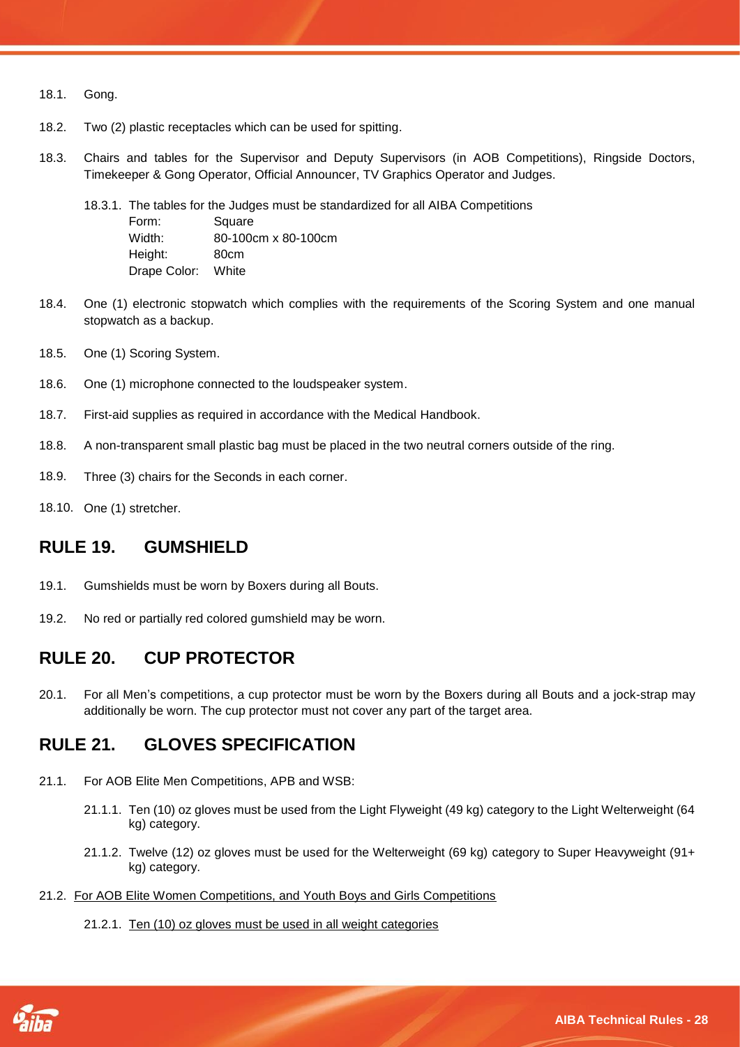18.1. Gong.

18.2. Two (2) plastic receptacles which can be used for spitting.

18.3. Chairs and tables for the Supervisor and Deputy Supervisors (in AOB Competitions), Ringside Doctors, Timekeeper & Gong Operator, Official Announcer, TV Graphics Operator and Judges.

18.3.1. The tables for the Judges must be standardized for all AIBA Competitions

| | |
|---|---|
| Form: | Square |
| Width: | 80-100cm x 80-100cm |
| Height: | 80cm |
| Drape Color: | White |

18.4. One (1) electronic stopwatch which complies with the requirements of the Scoring System and one manual stopwatch as a backup.

18.5. One (1) Scoring System.

18.6. One (1) microphone connected to the loudspeaker system.

18.7. First-aid supplies as required in accordance with the Medical Handbook.

18.8. A non-transparent small plastic bag must be placed in the two neutral corners outside of the ring.

18.9. Three (3) chairs for the Seconds in each corner.

18.10. One (1) stretcher.

## RULE 19. GUMSHIELD

19.1. Gumshields must be worn by Boxers during all Bouts.

19.2. No red or partially red colored gumshield may be worn.

## RULE 20. CUP PROTECTOR

20.1. For all Men's competitions, a cup protector must be worn by the Boxers during all Bouts and a jock-strap may additionally be worn. The cup protector must not cover any part of the target area.

## RULE 21. GLOVES SPECIFICATION

21.1. For AOB Elite Men Competitions, APB and WSB:

21.1.1. Ten (10) oz gloves must be used from the Light Flyweight (49 kg) category to the Light Welterweight (64 kg) category.

21.1.2. Twelve (12) oz gloves must be used for the Welterweight (69 kg) category to Super Heavyweight (91+ kg) category.

21.2. <u>For AOB Elite Women Competitions, and Youth Boys and Girls Competitions</u>

21.2.1. <u>Ten (10) oz gloves must be used in all weight categories</u>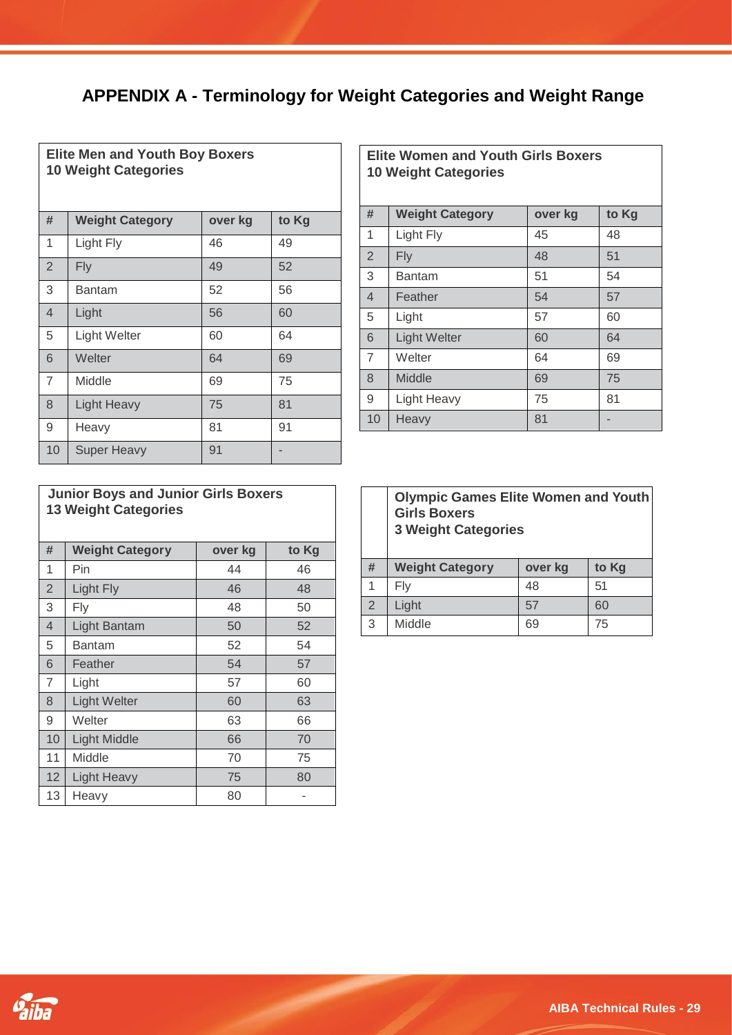# APPENDIX A - Terminology for Weight Categories and Weight Range

**Elite Men and Youth Boy Boxers**
**10 Weight Categories**

| # | Weight Category | over kg | to Kg |
|---|---|---|---|
| 1 | Light Fly | 46 | 49 |
| 2 | Fly | 49 | 52 |
| 3 | Bantam | 52 | 56 |
| 4 | Light | 56 | 60 |
| 5 | Light Welter | 60 | 64 |
| 6 | Welter | 64 | 69 |
| 7 | Middle | 69 | 75 |
| 8 | Light Heavy | 75 | 81 |
| 9 | Heavy | 81 | 91 |
| 10 | Super Heavy | 91 | - |

**Elite Women and Youth Girls Boxers**
**10 Weight Categories**

| # | Weight Category | over kg | to Kg |
|---|---|---|---|
| 1 | Light Fly | 45 | 48 |
| 2 | Fly | 48 | 51 |
| 3 | Bantam | 51 | 54 |
| 4 | Feather | 54 | 57 |
| 5 | Light | 57 | 60 |
| 6 | Light Welter | 60 | 64 |
| 7 | Welter | 64 | 69 |
| 8 | Middle | 69 | 75 |
| 9 | Light Heavy | 75 | 81 |
| 10 | Heavy | 81 | - |

**Junior Boys and Junior Girls Boxers**
**13 Weight Categories**

| # | Weight Category | over kg | to Kg |
|---|---|---|---|
| 1 | Pin | 44 | 46 |
| 2 | Light Fly | 46 | 48 |
| 3 | Fly | 48 | 50 |
| 4 | Light Bantam | 50 | 52 |
| 5 | Bantam | 52 | 54 |
| 6 | Feather | 54 | 57 |
| 7 | Light | 57 | 60 |
| 8 | Light Welter | 60 | 63 |
| 9 | Welter | 63 | 66 |
| 10 | Light Middle | 66 | 70 |
| 11 | Middle | 70 | 75 |
| 12 | Light Heavy | 75 | 80 |
| 13 | Heavy | 80 | - |

**Olympic Games Elite Women and Youth Girls Boxers**
**3 Weight Categories**

| # | Weight Category | over kg | to Kg |
|---|---|---|---|
| 1 | Fly | 48 | 51 |
| 2 | Light | 57 | 60 |
| 3 | Middle | 69 | 75 |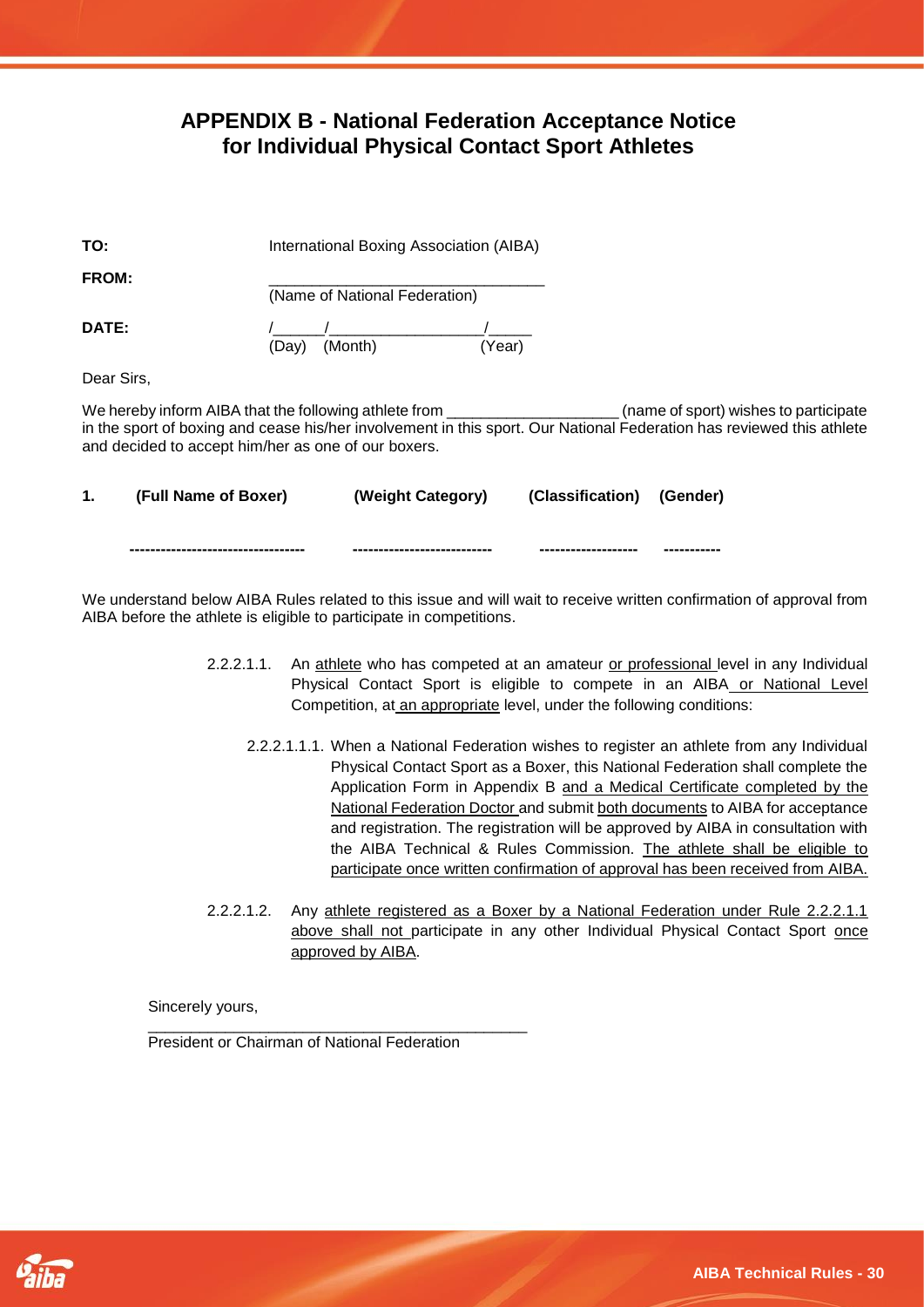# APPENDIX B - National Federation Acceptance Notice for Individual Physical Contact Sport Athletes

**TO:** International Boxing Association (AIBA)

**FROM:** ________________________________
(Name of National Federation)

**DATE:** /______/__________________/_____
(Day) (Month) (Year)

Dear Sirs,

We hereby inform AIBA that the following athlete from ____________________ (name of sport) wishes to participate in the sport of boxing and cease his/her involvement in this sport. Our National Federation has reviewed this athlete and decided to accept him/her as one of our boxers.

| 1. | **(Full Name of Boxer)** | **(Weight Category)** | **(Classification)** | **(Gender)** |
|---|---|---|---|---|
| | --------------------------------- | -------------------------- | ------------------ | ----------- |

We understand below AIBA Rules related to this issue and will wait to receive written confirmation of approval from AIBA before the athlete is eligible to participate in competitions.

2.2.2.1.1. An <u>athlete</u> who has competed at an amateur <u>or professional</u> level in any Individual Physical Contact Sport is eligible to compete in an AIBA <u>or National Level</u> Competition, at <u>an appropriate</u> level, under the following conditions:

2.2.2.1.1.1. When a National Federation wishes to register an athlete from any Individual Physical Contact Sport as a Boxer, this National Federation shall complete the Application Form in Appendix B <u>and a Medical Certificate completed by the National Federation Doctor</u> and submit <u>both documents</u> to AIBA for acceptance and registration. The registration will be approved by AIBA in consultation with the AIBA Technical & Rules Commission. <u>The athlete shall be eligible to participate once written confirmation of approval has been received from AIBA.</u>

2.2.2.1.2. Any <u>athlete registered as a Boxer by a National Federation under Rule 2.2.2.1.1 above shall not</u> participate in any other Individual Physical Contact Sport <u>once approved by AIBA</u>.

Sincerely yours,

____________________________________________
President or Chairman of National Federation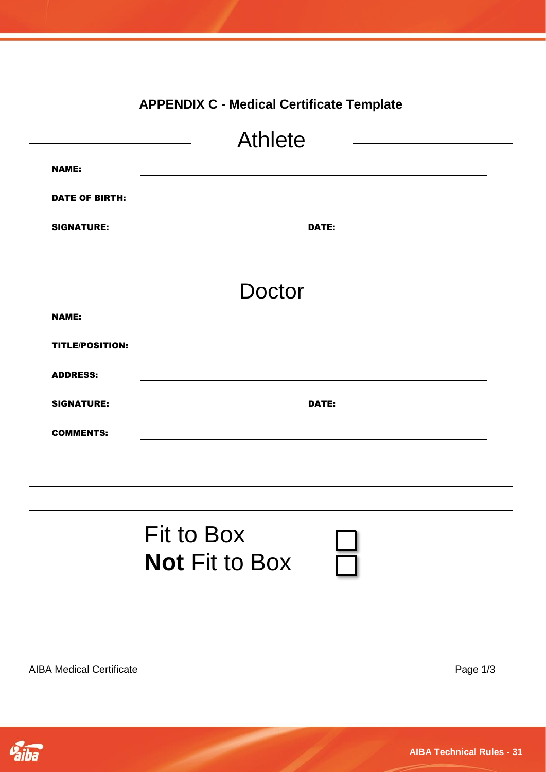## APPENDIX C - Medical Certificate Template

### Athlete

**NAME:** ______________________________

**DATE OF BIRTH:** ______________________________

**SIGNATURE:** ______________________ **DATE:** ______________________

### Doctor

**NAME:** ______________________________

**TITLE/POSITION:** ______________________________

**ADDRESS:** ______________________________

**SIGNATURE:** ______________________ **DATE:** ______________________

**COMMENTS:** ______________________________

______________________________

Fit to Box ☐

**Not** Fit to Box ☐

AIBA Medical Certificate Page 1/3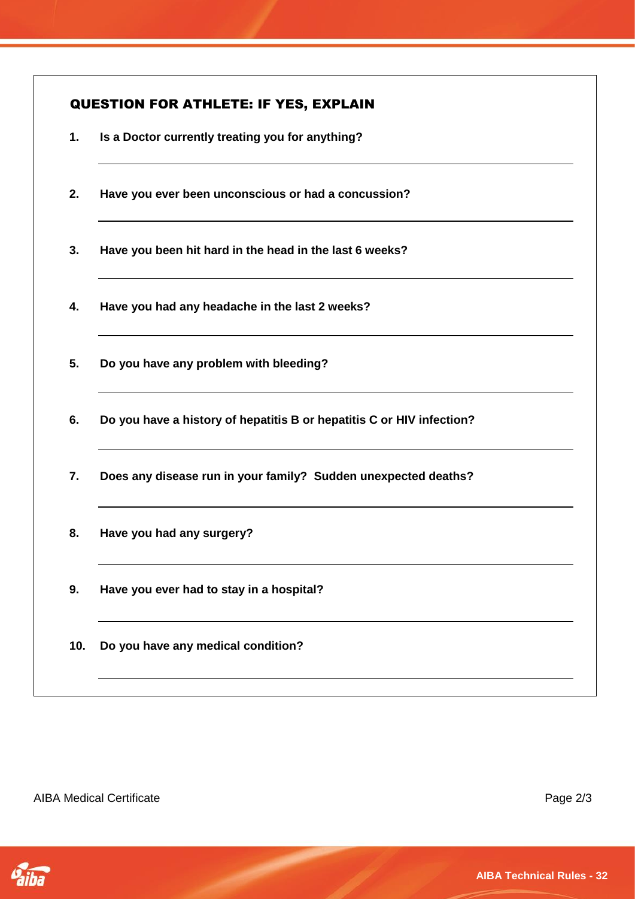## QUESTION FOR ATHLETE: IF YES, EXPLAIN

1. **Is a Doctor currently treating you for anything?**

2. **Have you ever been unconscious or had a concussion?**

3. **Have you been hit hard in the head in the last 6 weeks?**

4. **Have you had any headache in the last 2 weeks?**

5. **Do you have any problem with bleeding?**

6. **Do you have a history of hepatitis B or hepatitis C or HIV infection?**

7. **Does any disease run in your family? Sudden unexpected deaths?**

8. **Have you had any surgery?**

9. **Have you ever had to stay in a hospital?**

10. **Do you have any medical condition?**

AIBA Medical Certificate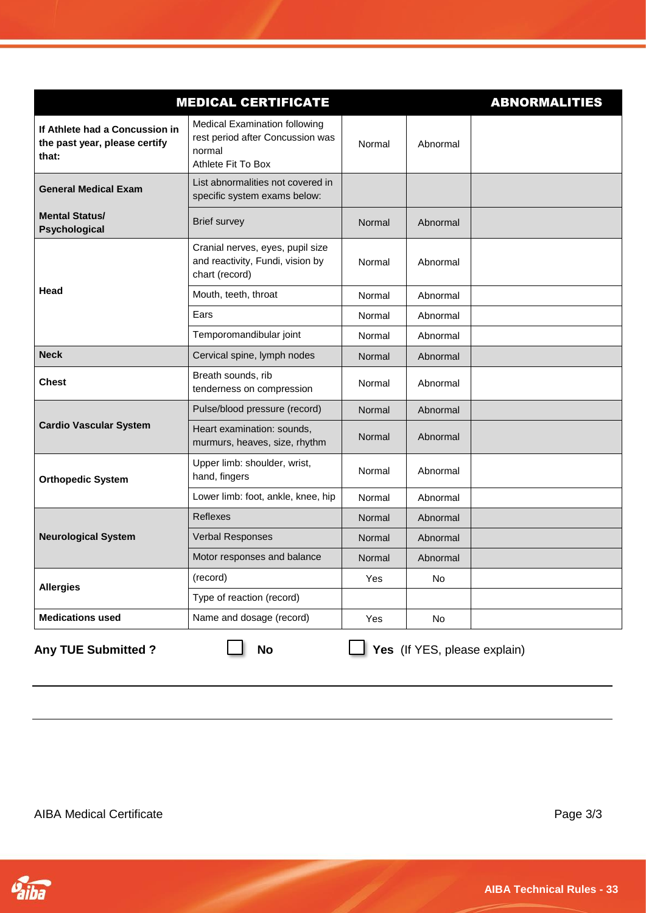| MEDICAL CERTIFICATE | | | | ABNORMALITIES |
|---|---|---|---|---|
| **If Athlete had a Concussion in the past year, please certify that:** | Medical Examination following rest period after Concussion was normal<br>Athlete Fit To Box | Normal | Abnormal | |
| **General Medical Exam** | List abnormalities not covered in specific system exams below: | | | |
| **Mental Status/ Psychological** | Brief survey | Normal | Abnormal | |
| **Head** | Cranial nerves, eyes, pupil size and reactivity, Fundi, vision by chart (record) | Normal | Abnormal | |
| | Mouth, teeth, throat | Normal | Abnormal | |
| | Ears | Normal | Abnormal | |
| | Temporomandibular joint | Normal | Abnormal | |
| **Neck** | Cervical spine, lymph nodes | Normal | Abnormal | |
| **Chest** | Breath sounds, rib tenderness on compression | Normal | Abnormal | |
| **Cardio Vascular System** | Pulse/blood pressure (record) | Normal | Abnormal | |
| | Heart examination: sounds, murmurs, heaves, size, rhythm | Normal | Abnormal | |
| **Orthopedic System** | Upper limb: shoulder, wrist, hand, fingers | Normal | Abnormal | |
| | Lower limb: foot, ankle, knee, hip | Normal | Abnormal | |
| **Neurological System** | Reflexes | Normal | Abnormal | |
| | Verbal Responses | Normal | Abnormal | |
| | Motor responses and balance | Normal | Abnormal | |
| **Allergies** | (record) | Yes | No | |
| | Type of reaction (record) | | | |
| **Medications used** | Name and dosage (record) | Yes | No | |

**Any TUE Submitted ?** ☐ **No** ☐ **Yes** (If YES, please explain)

\_\_\_\_\_\_\_\_\_\_\_\_\_\_\_\_\_\_\_\_\_\_\_\_\_\_\_\_\_\_\_\_\_\_\_\_\_\_\_\_\_\_\_\_\_\_\_\_\_\_\_\_\_\_\_\_\_\_\_\_\_\_\_\_\_\_\_\_\_\_

\_\_\_\_\_\_\_\_\_\_\_\_\_\_\_\_\_\_\_\_\_\_\_\_\_\_\_\_\_\_\_\_\_\_\_\_\_\_\_\_\_\_\_\_\_\_\_\_\_\_\_\_\_\_\_\_\_\_\_\_\_\_\_\_\_\_\_\_\_\_

AIBA Medical Certificate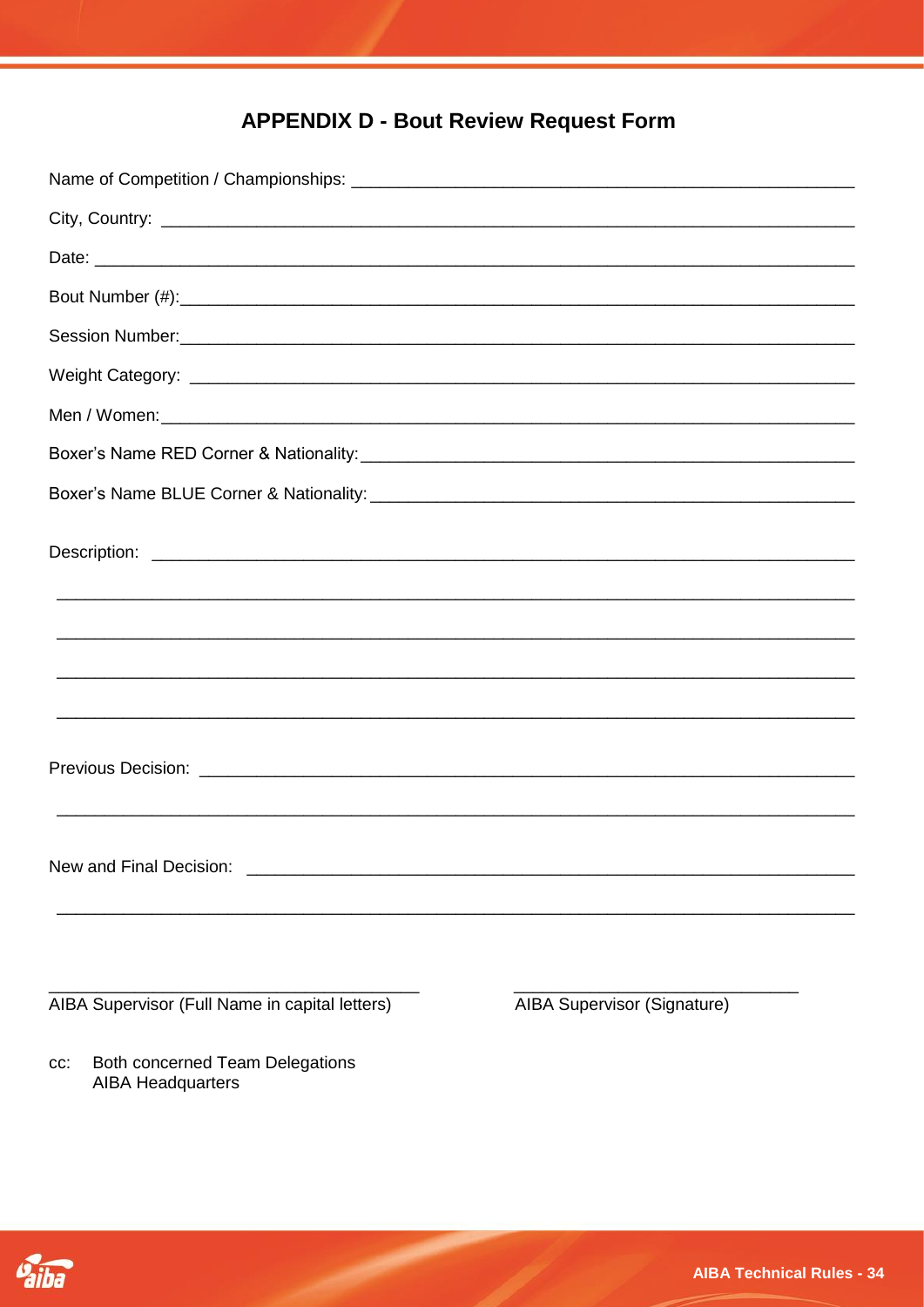## APPENDIX D - Bout Review Request Form

Name of Competition / Championships: _______________________________________________

City, Country: _______________________________________________

Date: _______________________________________________

Bout Number (#): _______________________________________________

Session Number: _______________________________________________

Weight Category: _______________________________________________

Men / Women: _______________________________________________

Boxer's Name RED Corner & Nationality: _______________________________________________

Boxer's Name BLUE Corner & Nationality: _______________________________________________

Description: _______________________________________________

_______________________________________________

_______________________________________________

_______________________________________________

_______________________________________________

Previous Decision: _______________________________________________

_______________________________________________

New and Final Decision: _______________________________________________

_______________________________________________

_______________________________________________ AIBA Supervisor (Full Name in capital letters)

_______________________________________________ AIBA Supervisor (Signature)

cc: Both concerned Team Delegations
AIBA Headquarters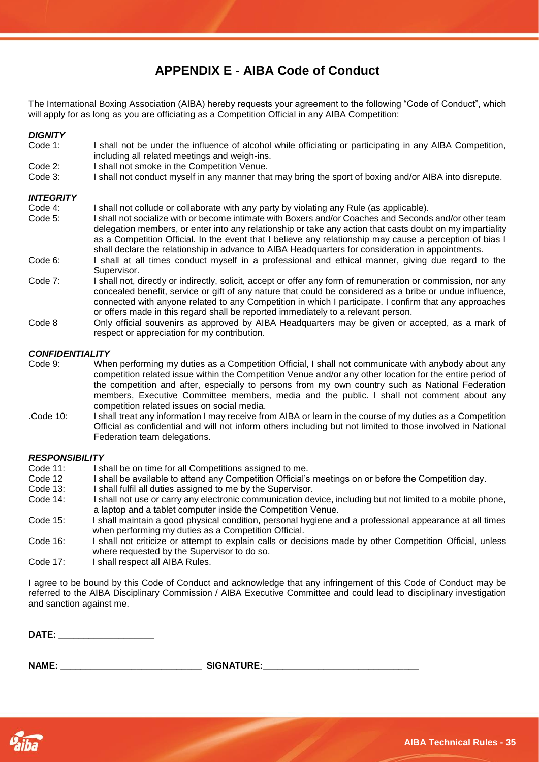# APPENDIX E - AIBA Code of Conduct

The International Boxing Association (AIBA) hereby requests your agreement to the following "Code of Conduct", which will apply for as long as you are officiating as a Competition Official in any AIBA Competition:

***DIGNITY***

Code 1: I shall not be under the influence of alcohol while officiating or participating in any AIBA Competition, including all related meetings and weigh-ins.

Code 2: I shall not smoke in the Competition Venue.

Code 3: I shall not conduct myself in any manner that may bring the sport of boxing and/or AIBA into disrepute.

***INTEGRITY***

Code 4: I shall not collude or collaborate with any party by violating any Rule (as applicable).

Code 5: I shall not socialize with or become intimate with Boxers and/or Coaches and Seconds and/or other team delegation members, or enter into any relationship or take any action that casts doubt on my impartiality as a Competition Official. In the event that I believe any relationship may cause a perception of bias I shall declare the relationship in advance to AIBA Headquarters for consideration in appointments.

Code 6: I shall at all times conduct myself in a professional and ethical manner, giving due regard to the Supervisor.

Code 7: I shall not, directly or indirectly, solicit, accept or offer any form of remuneration or commission, nor any concealed benefit, service or gift of any nature that could be considered as a bribe or undue influence, connected with anyone related to any Competition in which I participate. I confirm that any approaches or offers made in this regard shall be reported immediately to a relevant person.

Code 8 Only official souvenirs as approved by AIBA Headquarters may be given or accepted, as a mark of respect or appreciation for my contribution.

***CONFIDENTIALITY***

Code 9: When performing my duties as a Competition Official, I shall not communicate with anybody about any competition related issue within the Competition Venue and/or any other location for the entire period of the competition and after, especially to persons from my own country such as National Federation members, Executive Committee members, media and the public. I shall not comment about any competition related issues on social media.

.Code 10: I shall treat any information I may receive from AIBA or learn in the course of my duties as a Competition Official as confidential and will not inform others including but not limited to those involved in National Federation team delegations.

***RESPONSIBILITY***

Code 11: I shall be on time for all Competitions assigned to me.

Code 12 I shall be available to attend any Competition Official's meetings on or before the Competition day.

Code 13: I shall fulfil all duties assigned to me by the Supervisor.

Code 14: I shall not use or carry any electronic communication device, including but not limited to a mobile phone, a laptop and a tablet computer inside the Competition Venue.

Code 15: I shall maintain a good physical condition, personal hygiene and a professional appearance at all times when performing my duties as a Competition Official.

Code 16: I shall not criticize or attempt to explain calls or decisions made by other Competition Official, unless where requested by the Supervisor to do so.

Code 17: I shall respect all AIBA Rules.

I agree to be bound by this Code of Conduct and acknowledge that any infringement of this Code of Conduct may be referred to the AIBA Disciplinary Commission / AIBA Executive Committee and could lead to disciplinary investigation and sanction against me.

**DATE: ___________________**

**NAME: ____________________________ SIGNATURE:_______________________________**